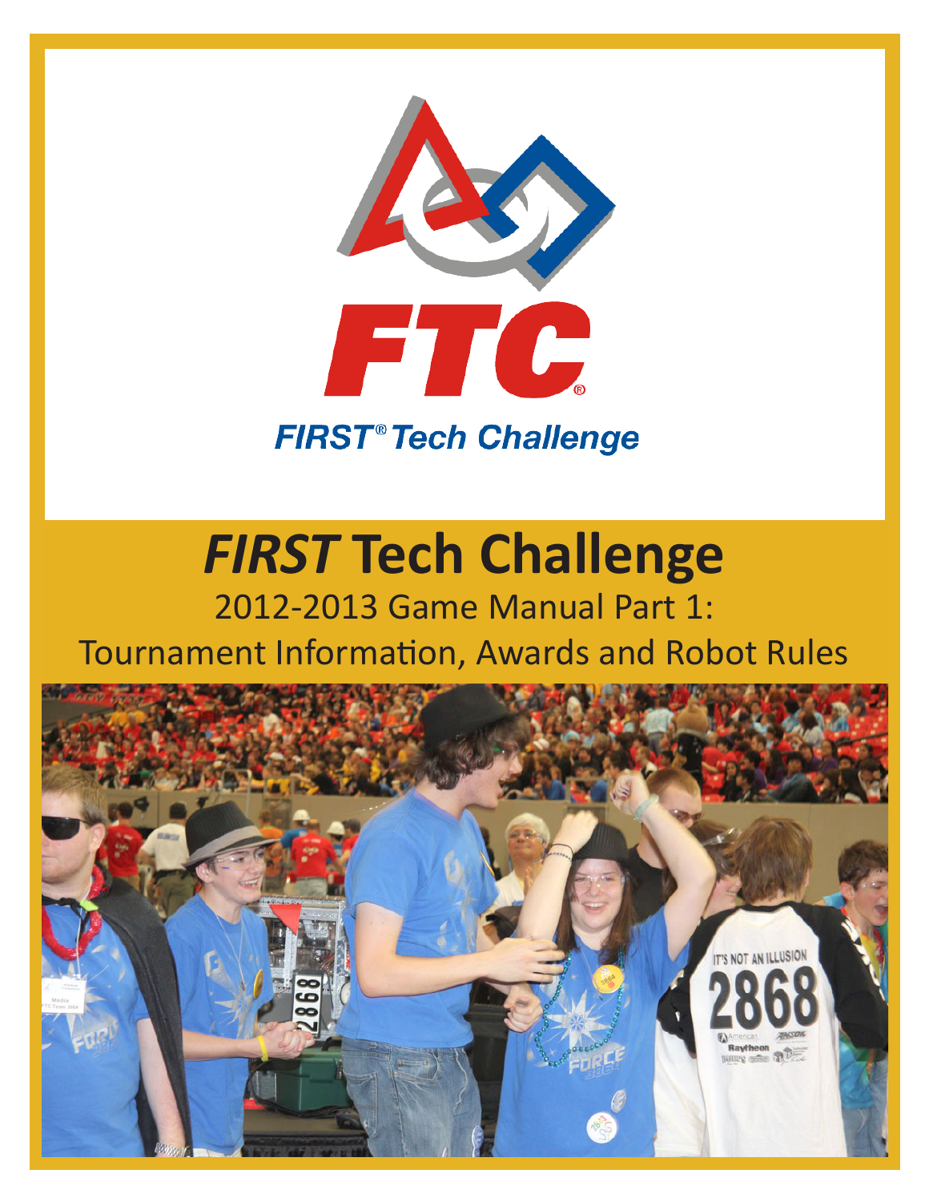# *FIRST* Tech Challenge

2012-2013 Game Manual Part 1:

Tournament Information, Awards and Robot Rules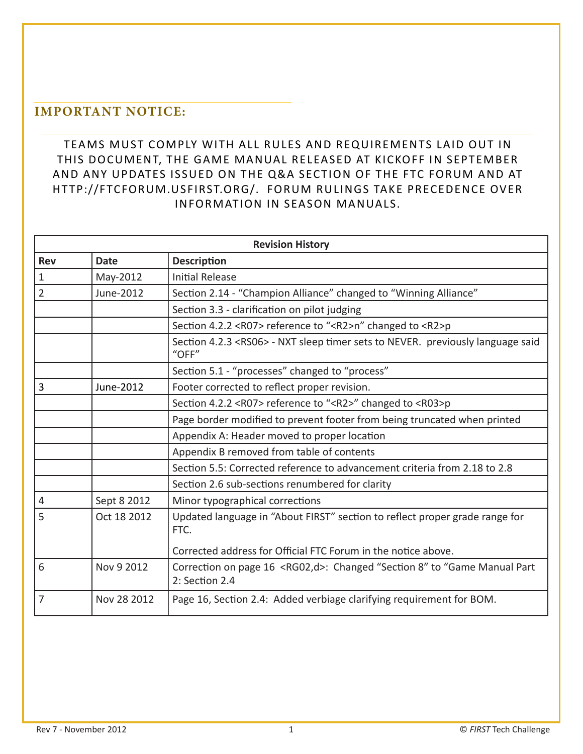## IMPORTANT NOTICE:

TEAMS MUST COMPLY WITH ALL RULES AND REQUIREMENTS LAID OUT IN THIS DOCUMENT, THE GAME MANUAL RELEASED AT KICKOFF IN SEPTEMBER AND ANY UPDATES ISSUED ON THE Q&A SECTION OF THE FTC FORUM AND AT HTTP://FTCFORUM.USFIRST.ORG/. FORUM RULINGS TAKE PRECEDENCE OVER INFORMATION IN SEASON MANUALS.

| Revision History | | |
|---|---|---|
| **Rev** | **Date** | **Description** |
| 1 | May-2012 | Initial Release |
| 2 | June-2012 | Section 2.14 - "Champion Alliance" changed to "Winning Alliance" |
| | | Section 3.3 - clarification on pilot judging |
| | | Section 4.2.2 <R07> reference to "<R2>n" changed to <R2>p |
| | | Section 4.2.3 <RS06> - NXT sleep timer sets to NEVER. previously language said "OFF" |
| | | Section 5.1 - "processes" changed to "process" |
| 3 | June-2012 | Footer corrected to reflect proper revision. |
| | | Section 4.2.2 <R07> reference to "<R2>" changed to <R03>p |
| | | Page border modified to prevent footer from being truncated when printed |
| | | Appendix A: Header moved to proper location |
| | | Appendix B removed from table of contents |
| | | Section 5.5: Corrected reference to advancement criteria from 2.18 to 2.8 |
| | | Section 2.6 sub-sections renumbered for clarity |
| 4 | Sept 8 2012 | Minor typographical corrections |
| 5 | Oct 18 2012 | Updated language in "About FIRST" section to reflect proper grade range for FTC. Corrected address for Official FTC Forum in the notice above. |
| 6 | Nov 9 2012 | Correction on page 16 <RG02,d>: Changed "Section 8" to "Game Manual Part 2: Section 2.4 |
| 7 | Nov 28 2012 | Page 16, Section 2.4: Added verbiage clarifying requirement for BOM. |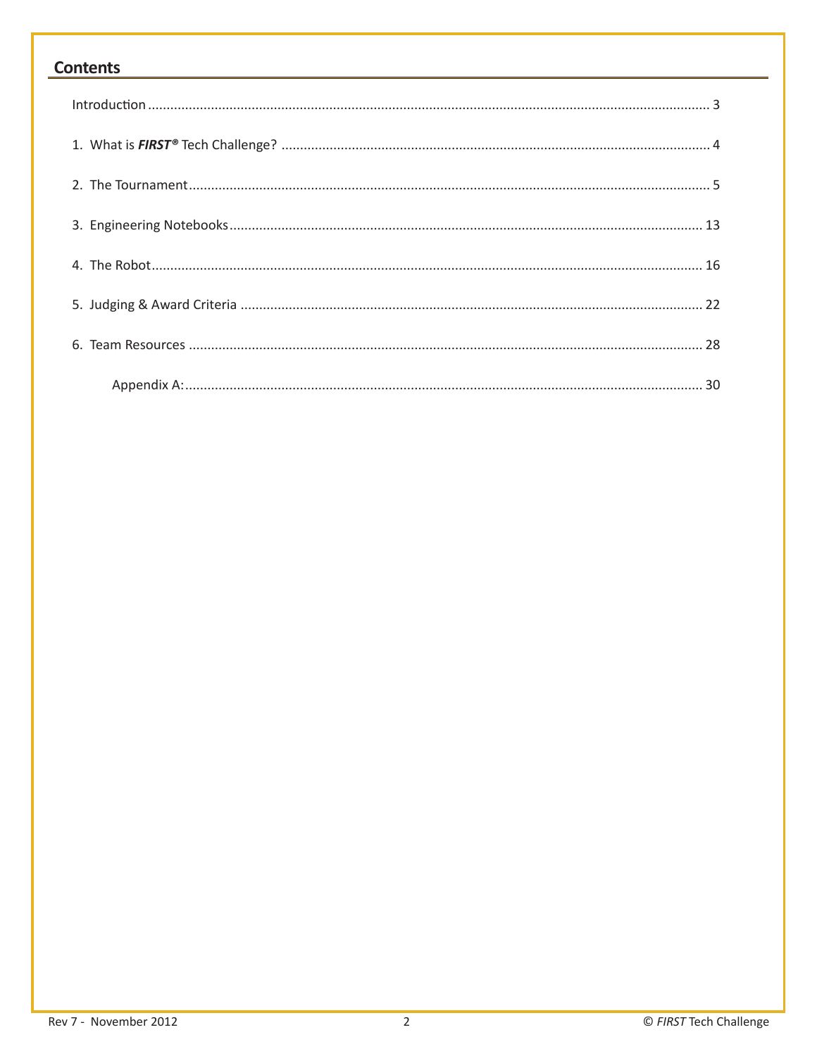## Contents

Introduction ........................................................................................................................................ 3

1. What is ***FIRST®*** Tech Challenge? ........................................................................................................ 4

2. The Tournament........................................................................................................................... 5

3. Engineering Notebooks............................................................................................................... 13

4. The Robot.................................................................................................................................... 16

5. Judging & Award Criteria ........................................................................................................... 22

6. Team Resources ......................................................................................................................... 28

    Appendix A:............................................................................................................................ 30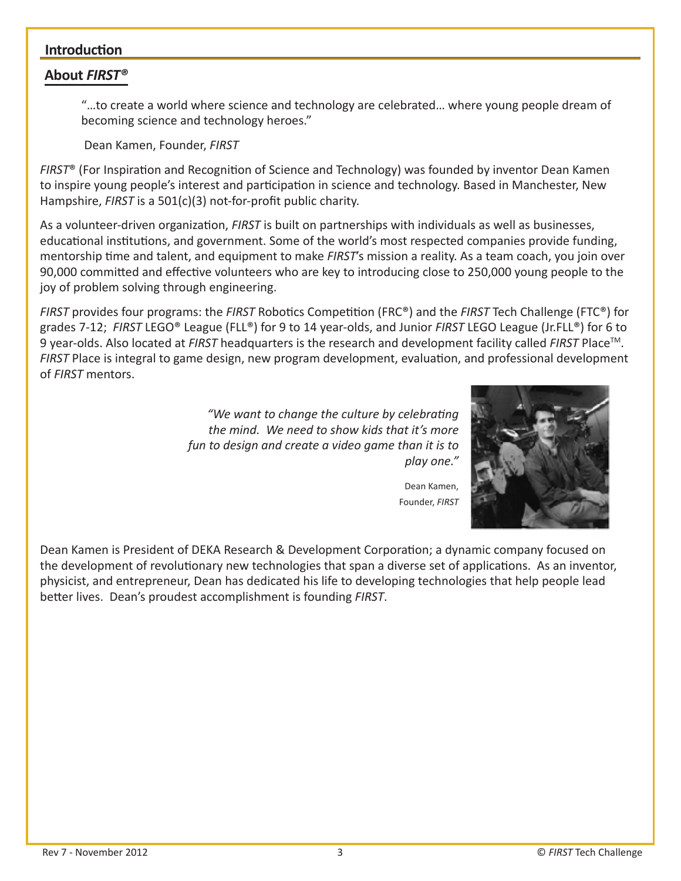## Introduction

### About *FIRST®*

> "…to create a world where science and technology are celebrated… where young people dream of becoming science and technology heroes."
>
> Dean Kamen, Founder, *FIRST*

*FIRST*® (For Inspiration and Recognition of Science and Technology) was founded by inventor Dean Kamen to inspire young people's interest and participation in science and technology. Based in Manchester, New Hampshire, *FIRST* is a 501(c)(3) not-for-profit public charity.

As a volunteer-driven organization, *FIRST* is built on partnerships with individuals as well as businesses, educational institutions, and government. Some of the world's most respected companies provide funding, mentorship time and talent, and equipment to make *FIRST*'s mission a reality. As a team coach, you join over 90,000 committed and effective volunteers who are key to introducing close to 250,000 young people to the joy of problem solving through engineering.

*FIRST* provides four programs: the *FIRST* Robotics Competition (FRC®) and the *FIRST* Tech Challenge (FTC®) for grades 7-12; *FIRST* LEGO® League (FLL®) for 9 to 14 year-olds, and Junior *FIRST* LEGO League (Jr.FLL®) for 6 to 9 year-olds. Also located at *FIRST* headquarters is the research and development facility called *FIRST* Place™. *FIRST* Place is integral to game design, new program development, evaluation, and professional development of *FIRST* mentors.

> *"We want to change the culture by celebrating the mind. We need to show kids that it's more fun to design and create a video game than it is to play one."*
>
> Dean Kamen, Founder, *FIRST*

Dean Kamen is President of DEKA Research & Development Corporation; a dynamic company focused on the development of revolutionary new technologies that span a diverse set of applications. As an inventor, physicist, and entrepreneur, Dean has dedicated his life to developing technologies that help people lead better lives. Dean's proudest accomplishment is founding *FIRST*.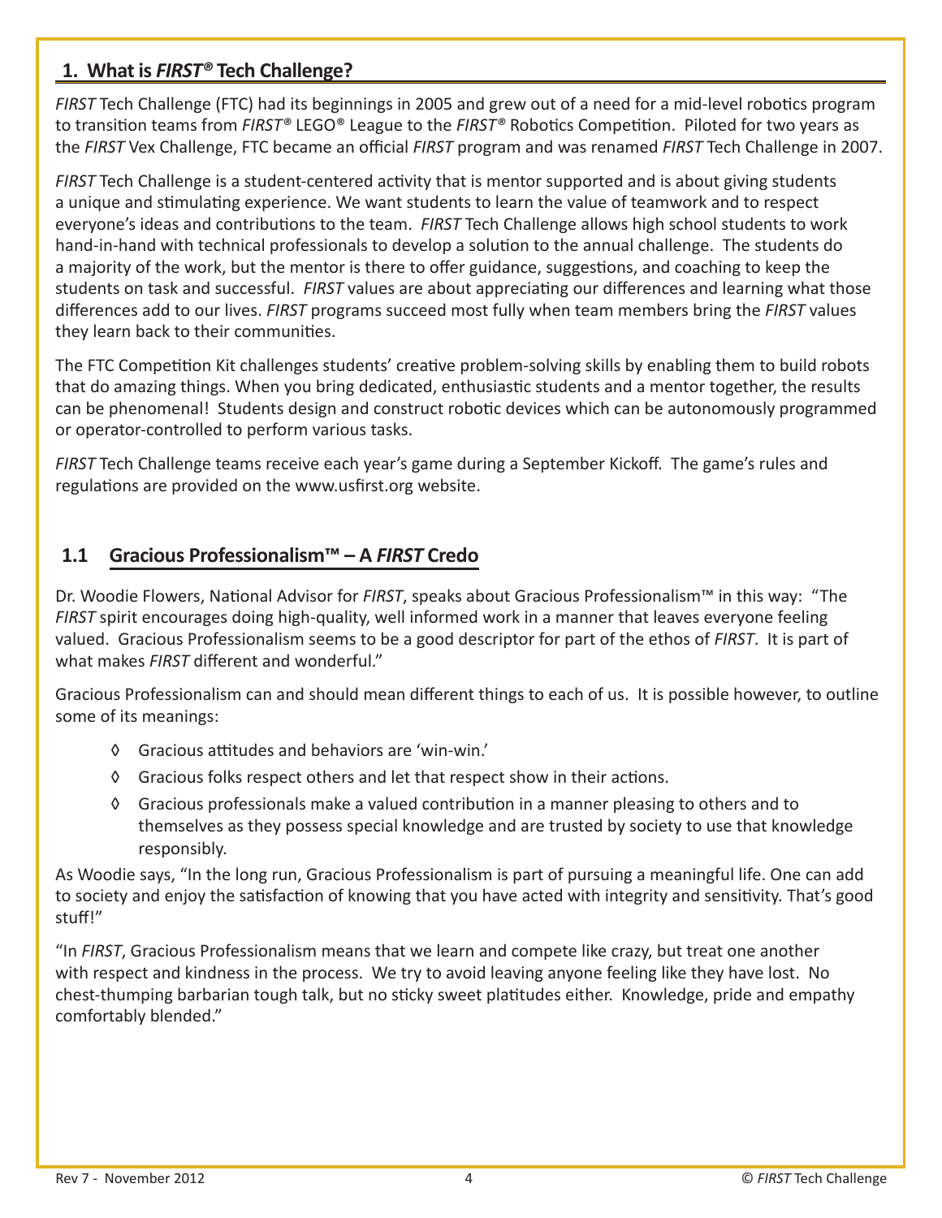## 1. What is *FIRST®* Tech Challenge?

*FIRST* Tech Challenge (FTC) had its beginnings in 2005 and grew out of a need for a mid-level robotics program to transition teams from *FIRST®* LEGO® League to the *FIRST®* Robotics Competition. Piloted for two years as the *FIRST* Vex Challenge, FTC became an official *FIRST* program and was renamed *FIRST* Tech Challenge in 2007.

*FIRST* Tech Challenge is a student-centered activity that is mentor supported and is about giving students a unique and stimulating experience. We want students to learn the value of teamwork and to respect everyone's ideas and contributions to the team. *FIRST* Tech Challenge allows high school students to work hand-in-hand with technical professionals to develop a solution to the annual challenge. The students do a majority of the work, but the mentor is there to offer guidance, suggestions, and coaching to keep the students on task and successful. *FIRST* values are about appreciating our differences and learning what those differences add to our lives. *FIRST* programs succeed most fully when team members bring the *FIRST* values they learn back to their communities.

The FTC Competition Kit challenges students' creative problem-solving skills by enabling them to build robots that do amazing things. When you bring dedicated, enthusiastic students and a mentor together, the results can be phenomenal! Students design and construct robotic devices which can be autonomously programmed or operator-controlled to perform various tasks.

*FIRST* Tech Challenge teams receive each year's game during a September Kickoff. The game's rules and regulations are provided on the www.usfirst.org website.

### 1.1 Gracious Professionalism™ – A *FIRST* Credo

Dr. Woodie Flowers, National Advisor for *FIRST*, speaks about Gracious Professionalism™ in this way: "The *FIRST* spirit encourages doing high-quality, well informed work in a manner that leaves everyone feeling valued. Gracious Professionalism seems to be a good descriptor for part of the ethos of *FIRST*. It is part of what makes *FIRST* different and wonderful."

Gracious Professionalism can and should mean different things to each of us. It is possible however, to outline some of its meanings:

- Gracious attitudes and behaviors are 'win-win.'
- Gracious folks respect others and let that respect show in their actions.
- Gracious professionals make a valued contribution in a manner pleasing to others and to themselves as they possess special knowledge and are trusted by society to use that knowledge responsibly.

As Woodie says, "In the long run, Gracious Professionalism is part of pursuing a meaningful life. One can add to society and enjoy the satisfaction of knowing that you have acted with integrity and sensitivity. That's good stuff!"

"In *FIRST*, Gracious Professionalism means that we learn and compete like crazy, but treat one another with respect and kindness in the process. We try to avoid leaving anyone feeling like they have lost. No chest-thumping barbarian tough talk, but no sticky sweet platitudes either. Knowledge, pride and empathy comfortably blended."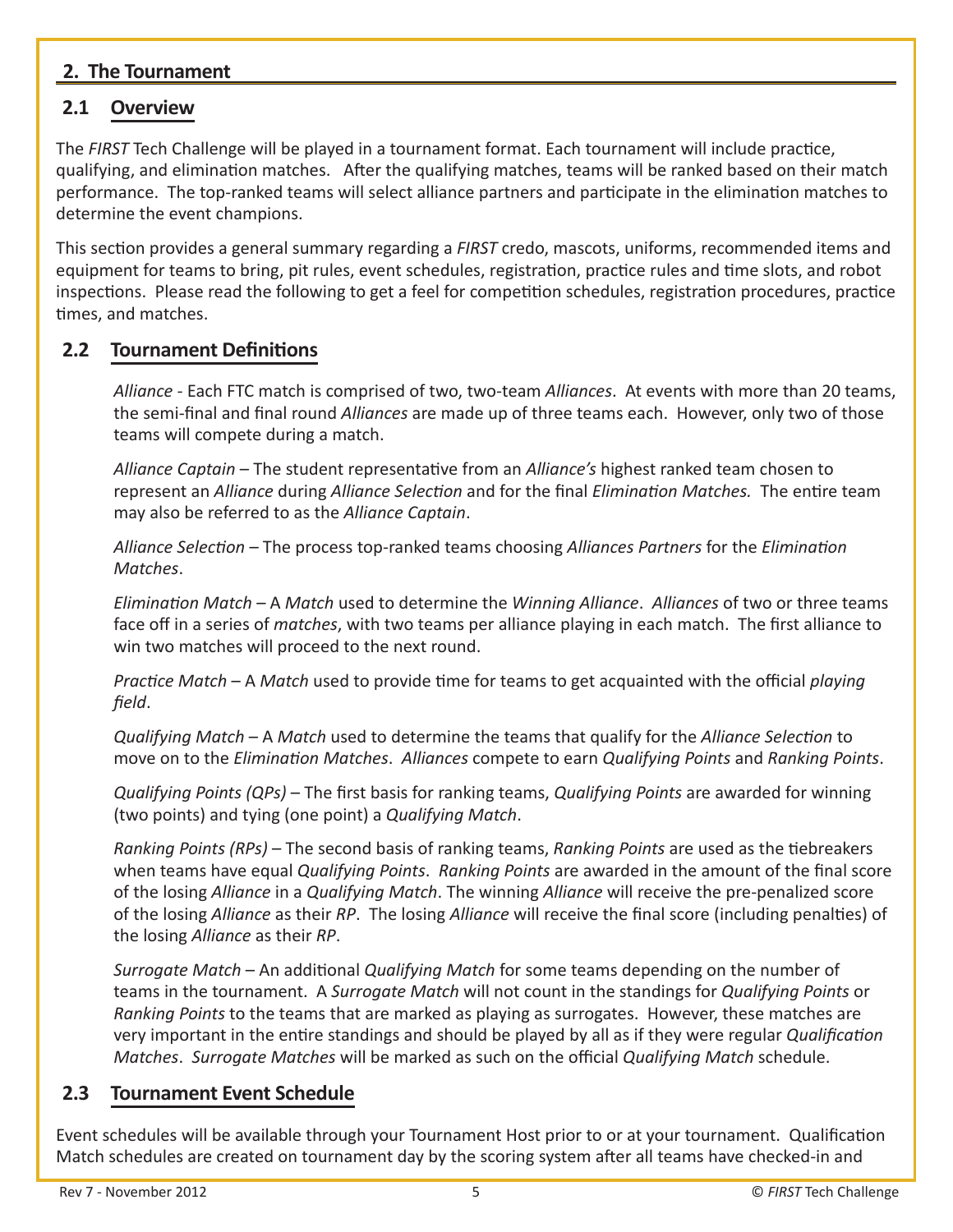## 2. The Tournament

### 2.1 Overview

The *FIRST* Tech Challenge will be played in a tournament format. Each tournament will include practice, qualifying, and elimination matches. After the qualifying matches, teams will be ranked based on their match performance. The top-ranked teams will select alliance partners and participate in the elimination matches to determine the event champions.

This section provides a general summary regarding a *FIRST* credo, mascots, uniforms, recommended items and equipment for teams to bring, pit rules, event schedules, registration, practice rules and time slots, and robot inspections. Please read the following to get a feel for competition schedules, registration procedures, practice times, and matches.

### 2.2 Tournament Definitions

*Alliance* - Each FTC match is comprised of two, two-team *Alliances*. At events with more than 20 teams, the semi-final and final round *Alliances* are made up of three teams each. However, only two of those teams will compete during a match.

*Alliance Captain* – The student representative from an *Alliance's* highest ranked team chosen to represent an *Alliance* during *Alliance Selection* and for the final *Elimination Matches.* The entire team may also be referred to as the *Alliance Captain*.

*Alliance Selection* – The process top-ranked teams choosing *Alliances Partners* for the *Elimination Matches*.

*Elimination Match* – A *Match* used to determine the *Winning Alliance*. *Alliances* of two or three teams face off in a series of *matches*, with two teams per alliance playing in each match. The first alliance to win two matches will proceed to the next round.

*Practice Match* – A *Match* used to provide time for teams to get acquainted with the official *playing field*.

*Qualifying Match* – A *Match* used to determine the teams that qualify for the *Alliance Selection* to move on to the *Elimination Matches*. *Alliances* compete to earn *Qualifying Points* and *Ranking Points*.

*Qualifying Points (QPs)* – The first basis for ranking teams, *Qualifying Points* are awarded for winning (two points) and tying (one point) a *Qualifying Match*.

*Ranking Points (RPs)* – The second basis of ranking teams, *Ranking Points* are used as the tiebreakers when teams have equal *Qualifying Points*. *Ranking Points* are awarded in the amount of the final score of the losing *Alliance* in a *Qualifying Match*. The winning *Alliance* will receive the pre-penalized score of the losing *Alliance* as their *RP*. The losing *Alliance* will receive the final score (including penalties) of the losing *Alliance* as their *RP*.

*Surrogate Match* – An additional *Qualifying Match* for some teams depending on the number of teams in the tournament. A *Surrogate Match* will not count in the standings for *Qualifying Points* or *Ranking Points* to the teams that are marked as playing as surrogates. However, these matches are very important in the entire standings and should be played by all as if they were regular *Qualification Matches*. *Surrogate Matches* will be marked as such on the official *Qualifying Match* schedule.

### 2.3 Tournament Event Schedule

Event schedules will be available through your Tournament Host prior to or at your tournament. Qualification Match schedules are created on tournament day by the scoring system after all teams have checked-in and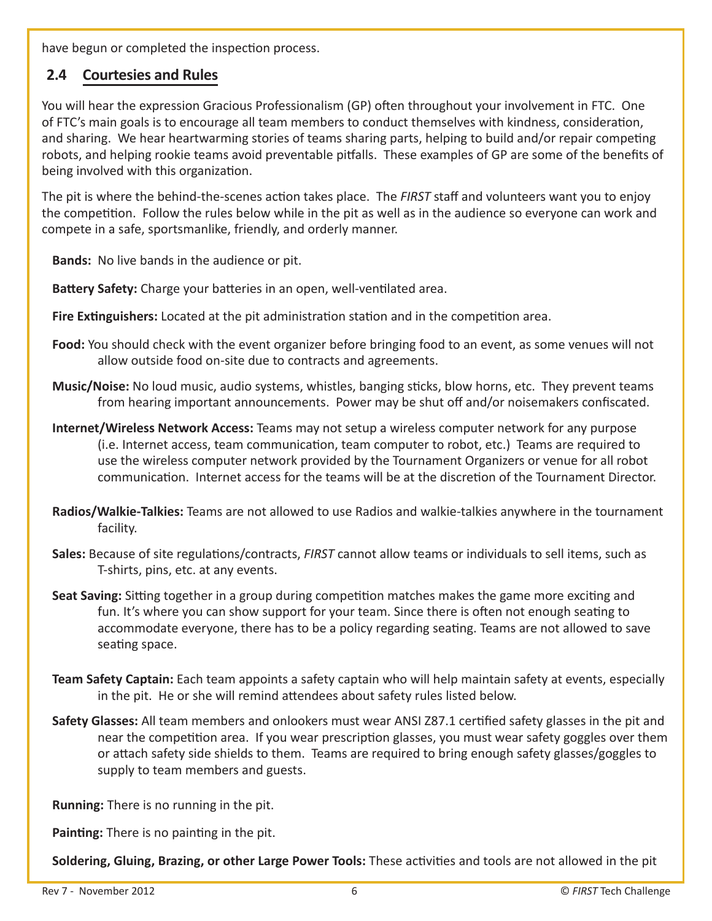have begun or completed the inspection process.

## 2.4 Courtesies and Rules

You will hear the expression Gracious Professionalism (GP) often throughout your involvement in FTC. One of FTC's main goals is to encourage all team members to conduct themselves with kindness, consideration, and sharing. We hear heartwarming stories of teams sharing parts, helping to build and/or repair competing robots, and helping rookie teams avoid preventable pitfalls. These examples of GP are some of the benefits of being involved with this organization.

The pit is where the behind-the-scenes action takes place. The *FIRST* staff and volunteers want you to enjoy the competition. Follow the rules below while in the pit as well as in the audience so everyone can work and compete in a safe, sportsmanlike, friendly, and orderly manner.

**Bands:** No live bands in the audience or pit.

**Battery Safety:** Charge your batteries in an open, well-ventilated area.

**Fire Extinguishers:** Located at the pit administration station and in the competition area.

**Food:** You should check with the event organizer before bringing food to an event, as some venues will not allow outside food on-site due to contracts and agreements.

**Music/Noise:** No loud music, audio systems, whistles, banging sticks, blow horns, etc. They prevent teams from hearing important announcements. Power may be shut off and/or noisemakers confiscated.

**Internet/Wireless Network Access:** Teams may not setup a wireless computer network for any purpose (i.e. Internet access, team communication, team computer to robot, etc.) Teams are required to use the wireless computer network provided by the Tournament Organizers or venue for all robot communication. Internet access for the teams will be at the discretion of the Tournament Director.

**Radios/Walkie-Talkies:** Teams are not allowed to use Radios and walkie-talkies anywhere in the tournament facility.

**Sales:** Because of site regulations/contracts, *FIRST* cannot allow teams or individuals to sell items, such as T-shirts, pins, etc. at any events.

**Seat Saving:** Sitting together in a group during competition matches makes the game more exciting and fun. It's where you can show support for your team. Since there is often not enough seating to accommodate everyone, there has to be a policy regarding seating. Teams are not allowed to save seating space.

**Team Safety Captain:** Each team appoints a safety captain who will help maintain safety at events, especially in the pit. He or she will remind attendees about safety rules listed below.

**Safety Glasses:** All team members and onlookers must wear ANSI Z87.1 certified safety glasses in the pit and near the competition area. If you wear prescription glasses, you must wear safety goggles over them or attach safety side shields to them. Teams are required to bring enough safety glasses/goggles to supply to team members and guests.

**Running:** There is no running in the pit.

**Painting:** There is no painting in the pit.

**Soldering, Gluing, Brazing, or other Large Power Tools:** These activities and tools are not allowed in the pit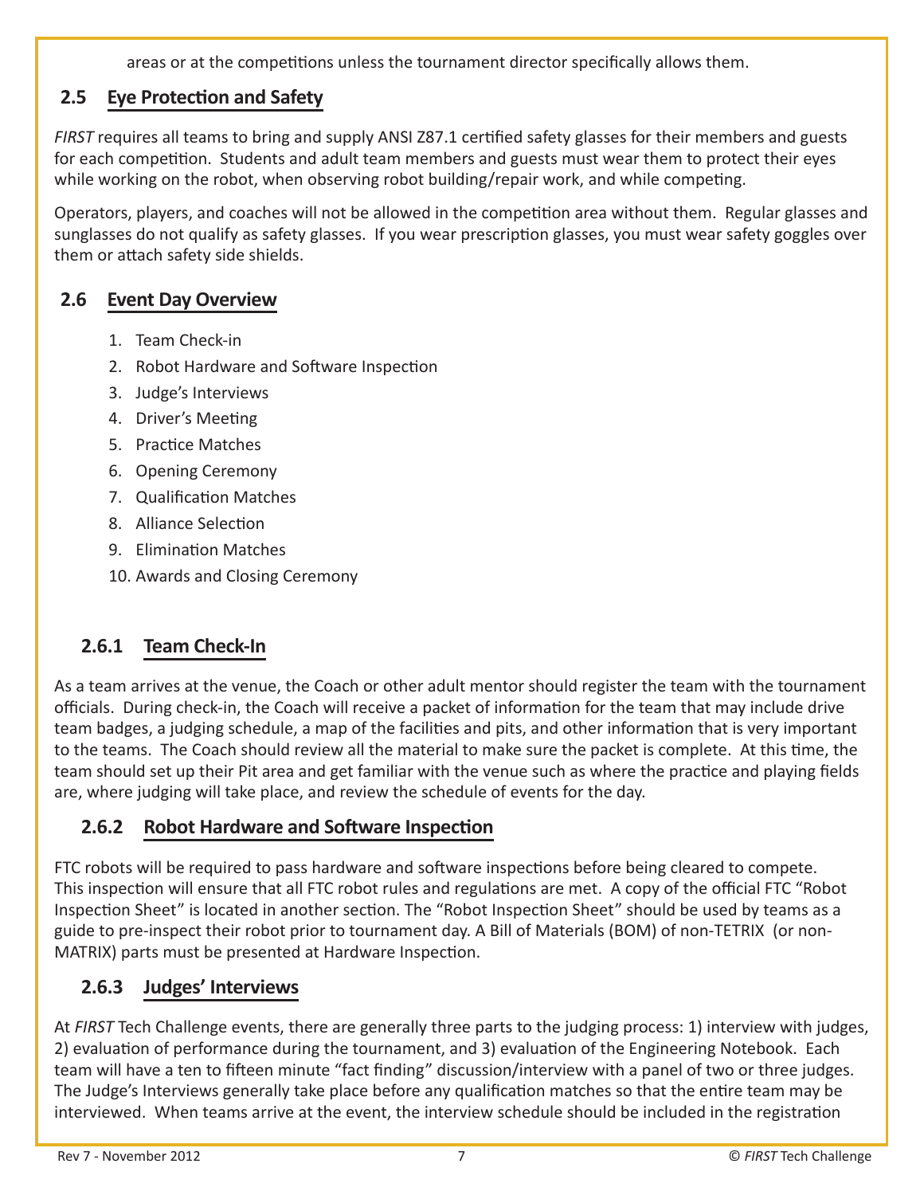areas or at the competitions unless the tournament director specifically allows them.

## 2.5 Eye Protection and Safety

*FIRST* requires all teams to bring and supply ANSI Z87.1 certified safety glasses for their members and guests for each competition. Students and adult team members and guests must wear them to protect their eyes while working on the robot, when observing robot building/repair work, and while competing.

Operators, players, and coaches will not be allowed in the competition area without them. Regular glasses and sunglasses do not qualify as safety glasses. If you wear prescription glasses, you must wear safety goggles over them or attach safety side shields.

## 2.6 Event Day Overview

1. Team Check-in
2. Robot Hardware and Software Inspection
3. Judge's Interviews
4. Driver's Meeting
5. Practice Matches
6. Opening Ceremony
7. Qualification Matches
8. Alliance Selection
9. Elimination Matches
10. Awards and Closing Ceremony

### 2.6.1 Team Check-In

As a team arrives at the venue, the Coach or other adult mentor should register the team with the tournament officials. During check-in, the Coach will receive a packet of information for the team that may include drive team badges, a judging schedule, a map of the facilities and pits, and other information that is very important to the teams. The Coach should review all the material to make sure the packet is complete. At this time, the team should set up their Pit area and get familiar with the venue such as where the practice and playing fields are, where judging will take place, and review the schedule of events for the day.

### 2.6.2 Robot Hardware and Software Inspection

FTC robots will be required to pass hardware and software inspections before being cleared to compete. This inspection will ensure that all FTC robot rules and regulations are met. A copy of the official FTC "Robot Inspection Sheet" is located in another section. The "Robot Inspection Sheet" should be used by teams as a guide to pre-inspect their robot prior to tournament day. A Bill of Materials (BOM) of non-TETRIX (or non-MATRIX) parts must be presented at Hardware Inspection.

### 2.6.3 Judges' Interviews

At *FIRST* Tech Challenge events, there are generally three parts to the judging process: 1) interview with judges, 2) evaluation of performance during the tournament, and 3) evaluation of the Engineering Notebook. Each team will have a ten to fifteen minute "fact finding" discussion/interview with a panel of two or three judges. The Judge's Interviews generally take place before any qualification matches so that the entire team may be interviewed. When teams arrive at the event, the interview schedule should be included in the registration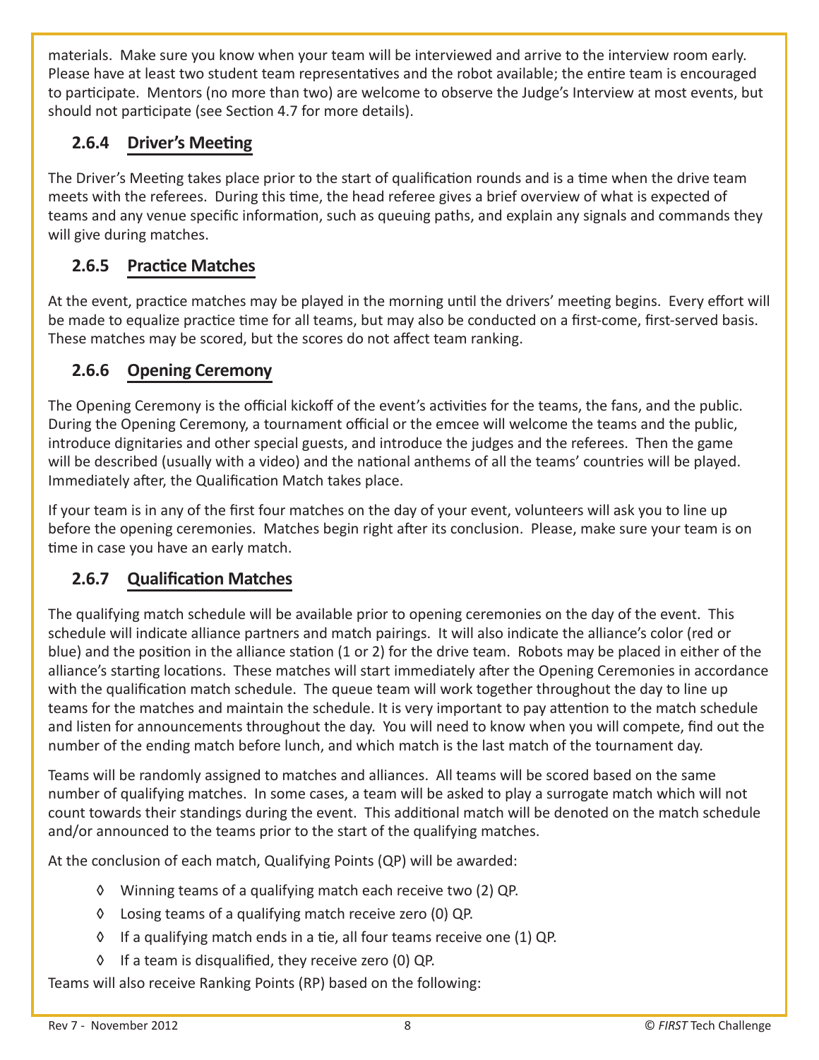materials. Make sure you know when your team will be interviewed and arrive to the interview room early. Please have at least two student team representatives and the robot available; the entire team is encouraged to participate. Mentors (no more than two) are welcome to observe the Judge's Interview at most events, but should not participate (see Section 4.7 for more details).

### 2.6.4 Driver's Meeting

The Driver's Meeting takes place prior to the start of qualification rounds and is a time when the drive team meets with the referees. During this time, the head referee gives a brief overview of what is expected of teams and any venue specific information, such as queuing paths, and explain any signals and commands they will give during matches.

### 2.6.5 Practice Matches

At the event, practice matches may be played in the morning until the drivers' meeting begins. Every effort will be made to equalize practice time for all teams, but may also be conducted on a first-come, first-served basis. These matches may be scored, but the scores do not affect team ranking.

### 2.6.6 Opening Ceremony

The Opening Ceremony is the official kickoff of the event's activities for the teams, the fans, and the public. During the Opening Ceremony, a tournament official or the emcee will welcome the teams and the public, introduce dignitaries and other special guests, and introduce the judges and the referees. Then the game will be described (usually with a video) and the national anthems of all the teams' countries will be played. Immediately after, the Qualification Match takes place.

If your team is in any of the first four matches on the day of your event, volunteers will ask you to line up before the opening ceremonies. Matches begin right after its conclusion. Please, make sure your team is on time in case you have an early match.

### 2.6.7 Qualification Matches

The qualifying match schedule will be available prior to opening ceremonies on the day of the event. This schedule will indicate alliance partners and match pairings. It will also indicate the alliance's color (red or blue) and the position in the alliance station (1 or 2) for the drive team. Robots may be placed in either of the alliance's starting locations. These matches will start immediately after the Opening Ceremonies in accordance with the qualification match schedule. The queue team will work together throughout the day to line up teams for the matches and maintain the schedule. It is very important to pay attention to the match schedule and listen for announcements throughout the day. You will need to know when you will compete, find out the number of the ending match before lunch, and which match is the last match of the tournament day.

Teams will be randomly assigned to matches and alliances. All teams will be scored based on the same number of qualifying matches. In some cases, a team will be asked to play a surrogate match which will not count towards their standings during the event. This additional match will be denoted on the match schedule and/or announced to the teams prior to the start of the qualifying matches.

At the conclusion of each match, Qualifying Points (QP) will be awarded:

- ◊ Winning teams of a qualifying match each receive two (2) QP.
- ◊ Losing teams of a qualifying match receive zero (0) QP.
- ◊ If a qualifying match ends in a tie, all four teams receive one (1) QP.
- ◊ If a team is disqualified, they receive zero (0) QP.

Teams will also receive Ranking Points (RP) based on the following: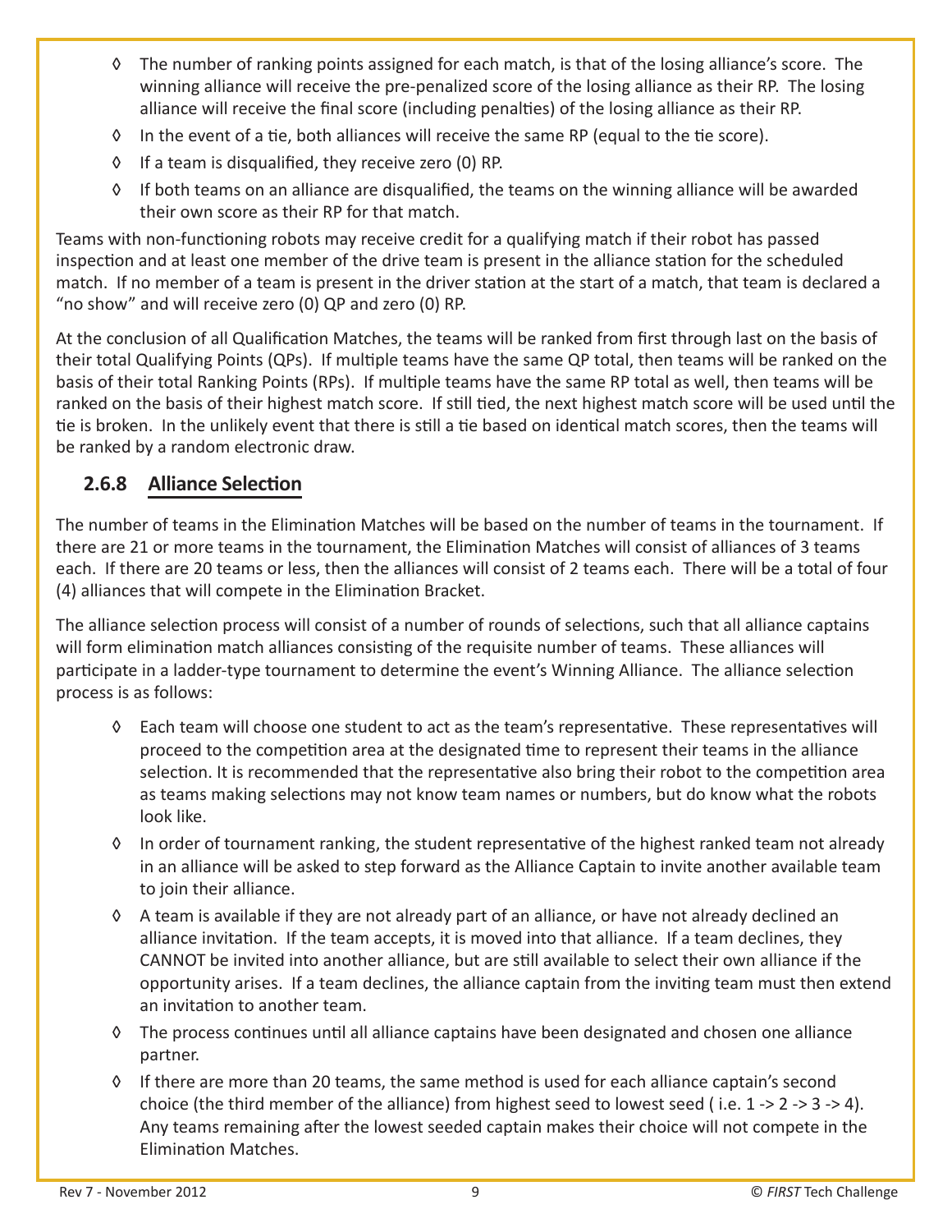- The number of ranking points assigned for each match, is that of the losing alliance's score. The winning alliance will receive the pre-penalized score of the losing alliance as their RP. The losing alliance will receive the final score (including penalties) of the losing alliance as their RP.
- In the event of a tie, both alliances will receive the same RP (equal to the tie score).
- If a team is disqualified, they receive zero (0) RP.
- If both teams on an alliance are disqualified, the teams on the winning alliance will be awarded their own score as their RP for that match.

Teams with non-functioning robots may receive credit for a qualifying match if their robot has passed inspection and at least one member of the drive team is present in the alliance station for the scheduled match. If no member of a team is present in the driver station at the start of a match, that team is declared a "no show" and will receive zero (0) QP and zero (0) RP.

At the conclusion of all Qualification Matches, the teams will be ranked from first through last on the basis of their total Qualifying Points (QPs). If multiple teams have the same QP total, then teams will be ranked on the basis of their total Ranking Points (RPs). If multiple teams have the same RP total as well, then teams will be ranked on the basis of their highest match score. If still tied, the next highest match score will be used until the tie is broken. In the unlikely event that there is still a tie based on identical match scores, then the teams will be ranked by a random electronic draw.

### 2.6.8 Alliance Selection

The number of teams in the Elimination Matches will be based on the number of teams in the tournament. If there are 21 or more teams in the tournament, the Elimination Matches will consist of alliances of 3 teams each. If there are 20 teams or less, then the alliances will consist of 2 teams each. There will be a total of four (4) alliances that will compete in the Elimination Bracket.

The alliance selection process will consist of a number of rounds of selections, such that all alliance captains will form elimination match alliances consisting of the requisite number of teams. These alliances will participate in a ladder-type tournament to determine the event's Winning Alliance. The alliance selection process is as follows:

- Each team will choose one student to act as the team's representative. These representatives will proceed to the competition area at the designated time to represent their teams in the alliance selection. It is recommended that the representative also bring their robot to the competition area as teams making selections may not know team names or numbers, but do know what the robots look like.
- In order of tournament ranking, the student representative of the highest ranked team not already in an alliance will be asked to step forward as the Alliance Captain to invite another available team to join their alliance.
- A team is available if they are not already part of an alliance, or have not already declined an alliance invitation. If the team accepts, it is moved into that alliance. If a team declines, they CANNOT be invited into another alliance, but are still available to select their own alliance if the opportunity arises. If a team declines, the alliance captain from the inviting team must then extend an invitation to another team.
- The process continues until all alliance captains have been designated and chosen one alliance partner.
- If there are more than 20 teams, the same method is used for each alliance captain's second choice (the third member of the alliance) from highest seed to lowest seed ( i.e. 1 -> 2 -> 3 -> 4). Any teams remaining after the lowest seeded captain makes their choice will not compete in the Elimination Matches.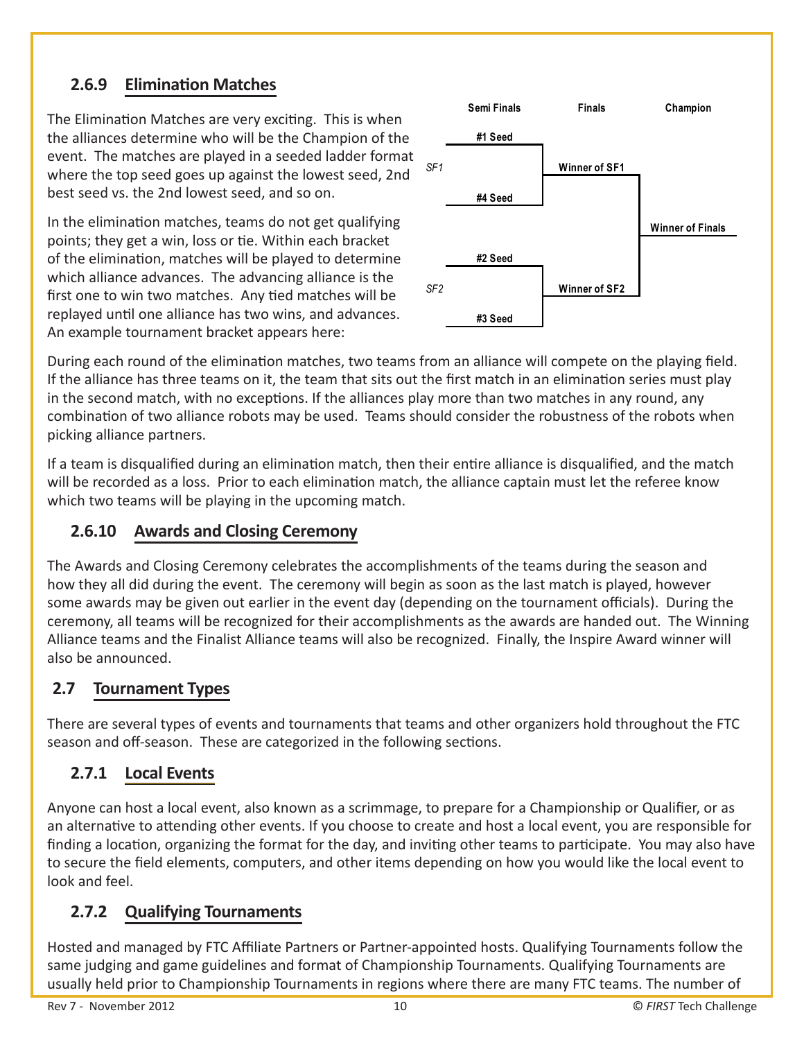### 2.6.9 Elimination Matches

The Elimination Matches are very exciting. This is when the alliances determine who will be the Champion of the event. The matches are played in a seeded ladder format where the top seed goes up against the lowest seed, 2nd best seed vs. the 2nd lowest seed, and so on.

In the elimination matches, teams do not get qualifying points; they get a win, loss or tie. Within each bracket of the elimination, matches will be played to determine which alliance advances. The advancing alliance is the first one to win two matches. Any tied matches will be replayed until one alliance has two wins, and advances. An example tournament bracket appears here:

| | Semi Finals | Finals | Champion |
|---|---|---|---|
| SF1 | #1 Seed vs. #4 Seed | Winner of SF1 | Winner of Finals |
| SF2 | #2 Seed vs. #3 Seed | Winner of SF2 | |

During each round of the elimination matches, two teams from an alliance will compete on the playing field. If the alliance has three teams on it, the team that sits out the first match in an elimination series must play in the second match, with no exceptions. If the alliances play more than two matches in any round, any combination of two alliance robots may be used. Teams should consider the robustness of the robots when picking alliance partners.

If a team is disqualified during an elimination match, then their entire alliance is disqualified, and the match will be recorded as a loss. Prior to each elimination match, the alliance captain must let the referee know which two teams will be playing in the upcoming match.

### 2.6.10 Awards and Closing Ceremony

The Awards and Closing Ceremony celebrates the accomplishments of the teams during the season and how they all did during the event. The ceremony will begin as soon as the last match is played, however some awards may be given out earlier in the event day (depending on the tournament officials). During the ceremony, all teams will be recognized for their accomplishments as the awards are handed out. The Winning Alliance teams and the Finalist Alliance teams will also be recognized. Finally, the Inspire Award winner will also be announced.

## 2.7 Tournament Types

There are several types of events and tournaments that teams and other organizers hold throughout the FTC season and off-season. These are categorized in the following sections.

### 2.7.1 Local Events

Anyone can host a local event, also known as a scrimmage, to prepare for a Championship or Qualifier, or as an alternative to attending other events. If you choose to create and host a local event, you are responsible for finding a location, organizing the format for the day, and inviting other teams to participate. You may also have to secure the field elements, computers, and other items depending on how you would like the local event to look and feel.

### 2.7.2 Qualifying Tournaments

Hosted and managed by FTC Affiliate Partners or Partner-appointed hosts. Qualifying Tournaments follow the same judging and game guidelines and format of Championship Tournaments. Qualifying Tournaments are usually held prior to Championship Tournaments in regions where there are many FTC teams. The number of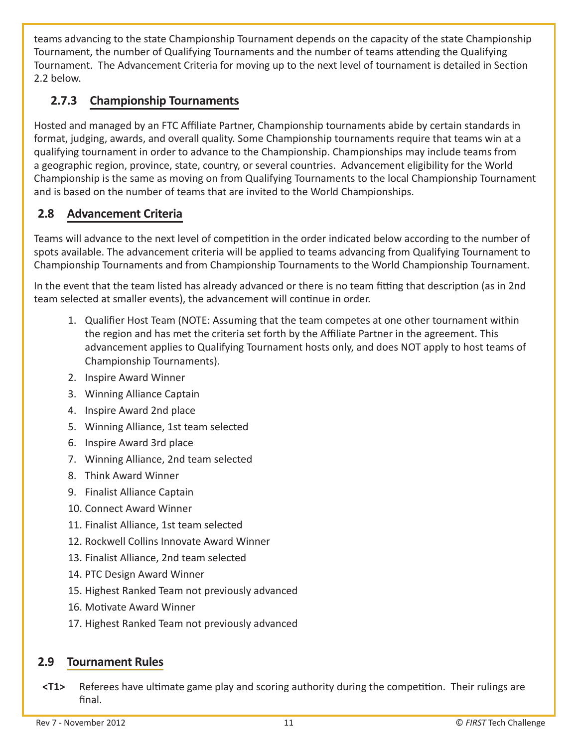teams advancing to the state Championship Tournament depends on the capacity of the state Championship Tournament, the number of Qualifying Tournaments and the number of teams attending the Qualifying Tournament. The Advancement Criteria for moving up to the next level of tournament is detailed in Section 2.2 below.

### 2.7.3 Championship Tournaments

Hosted and managed by an FTC Affiliate Partner, Championship tournaments abide by certain standards in format, judging, awards, and overall quality. Some Championship tournaments require that teams win at a qualifying tournament in order to advance to the Championship. Championships may include teams from a geographic region, province, state, country, or several countries. Advancement eligibility for the World Championship is the same as moving on from Qualifying Tournaments to the local Championship Tournament and is based on the number of teams that are invited to the World Championships.

## 2.8 Advancement Criteria

Teams will advance to the next level of competition in the order indicated below according to the number of spots available. The advancement criteria will be applied to teams advancing from Qualifying Tournament to Championship Tournaments and from Championship Tournaments to the World Championship Tournament.

In the event that the team listed has already advanced or there is no team fitting that description (as in 2nd team selected at smaller events), the advancement will continue in order.

1. Qualifier Host Team (NOTE: Assuming that the team competes at one other tournament within the region and has met the criteria set forth by the Affiliate Partner in the agreement. This advancement applies to Qualifying Tournament hosts only, and does NOT apply to host teams of Championship Tournaments).
2. Inspire Award Winner
3. Winning Alliance Captain
4. Inspire Award 2nd place
5. Winning Alliance, 1st team selected
6. Inspire Award 3rd place
7. Winning Alliance, 2nd team selected
8. Think Award Winner
9. Finalist Alliance Captain
10. Connect Award Winner
11. Finalist Alliance, 1st team selected
12. Rockwell Collins Innovate Award Winner
13. Finalist Alliance, 2nd team selected
14. PTC Design Award Winner
15. Highest Ranked Team not previously advanced
16. Motivate Award Winner
17. Highest Ranked Team not previously advanced

## 2.9 Tournament Rules

**<T1>** Referees have ultimate game play and scoring authority during the competition. Their rulings are final.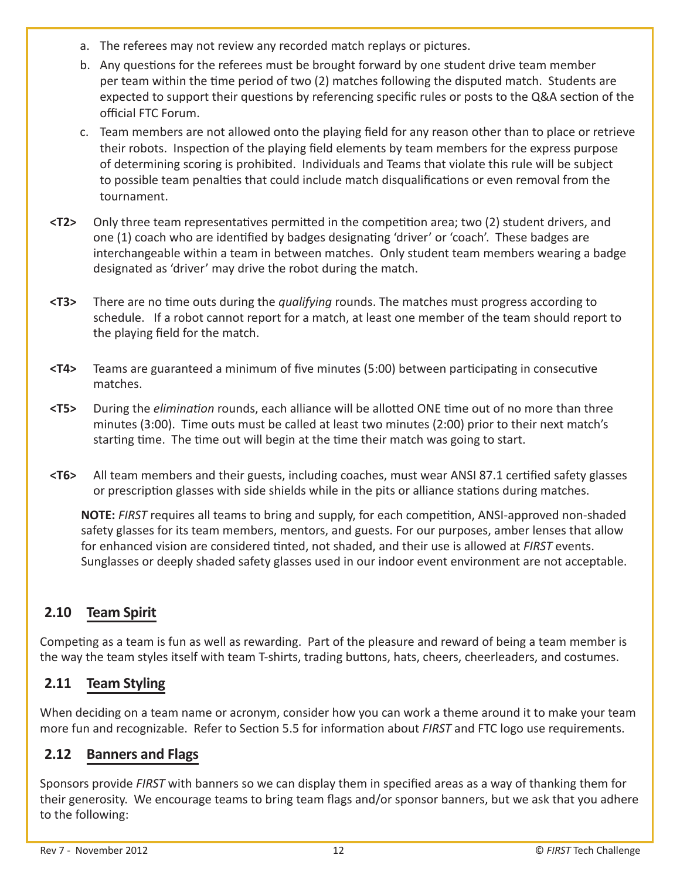a. The referees may not review any recorded match replays or pictures.

b. Any questions for the referees must be brought forward by one student drive team member per team within the time period of two (2) matches following the disputed match. Students are expected to support their questions by referencing specific rules or posts to the Q&A section of the official FTC Forum.

c. Team members are not allowed onto the playing field for any reason other than to place or retrieve their robots. Inspection of the playing field elements by team members for the express purpose of determining scoring is prohibited. Individuals and Teams that violate this rule will be subject to possible team penalties that could include match disqualifications or even removal from the tournament.

**<T2>** Only three team representatives permitted in the competition area; two (2) student drivers, and one (1) coach who are identified by badges designating 'driver' or 'coach'. These badges are interchangeable within a team in between matches. Only student team members wearing a badge designated as 'driver' may drive the robot during the match.

**<T3>** There are no time outs during the *qualifying* rounds. The matches must progress according to schedule. If a robot cannot report for a match, at least one member of the team should report to the playing field for the match.

**<T4>** Teams are guaranteed a minimum of five minutes (5:00) between participating in consecutive matches.

**<T5>** During the *elimination* rounds, each alliance will be allotted ONE time out of no more than three minutes (3:00). Time outs must be called at least two minutes (2:00) prior to their next match's starting time. The time out will begin at the time their match was going to start.

**<T6>** All team members and their guests, including coaches, must wear ANSI 87.1 certified safety glasses or prescription glasses with side shields while in the pits or alliance stations during matches.

**NOTE:** *FIRST* requires all teams to bring and supply, for each competition, ANSI-approved non-shaded safety glasses for its team members, mentors, and guests. For our purposes, amber lenses that allow for enhanced vision are considered tinted, not shaded, and their use is allowed at *FIRST* events. Sunglasses or deeply shaded safety glasses used in our indoor event environment are not acceptable.

## 2.10 Team Spirit

Competing as a team is fun as well as rewarding. Part of the pleasure and reward of being a team member is the way the team styles itself with team T-shirts, trading buttons, hats, cheers, cheerleaders, and costumes.

## 2.11 Team Styling

When deciding on a team name or acronym, consider how you can work a theme around it to make your team more fun and recognizable. Refer to Section 5.5 for information about *FIRST* and FTC logo use requirements.

## 2.12 Banners and Flags

Sponsors provide *FIRST* with banners so we can display them in specified areas as a way of thanking them for their generosity. We encourage teams to bring team flags and/or sponsor banners, but we ask that you adhere to the following: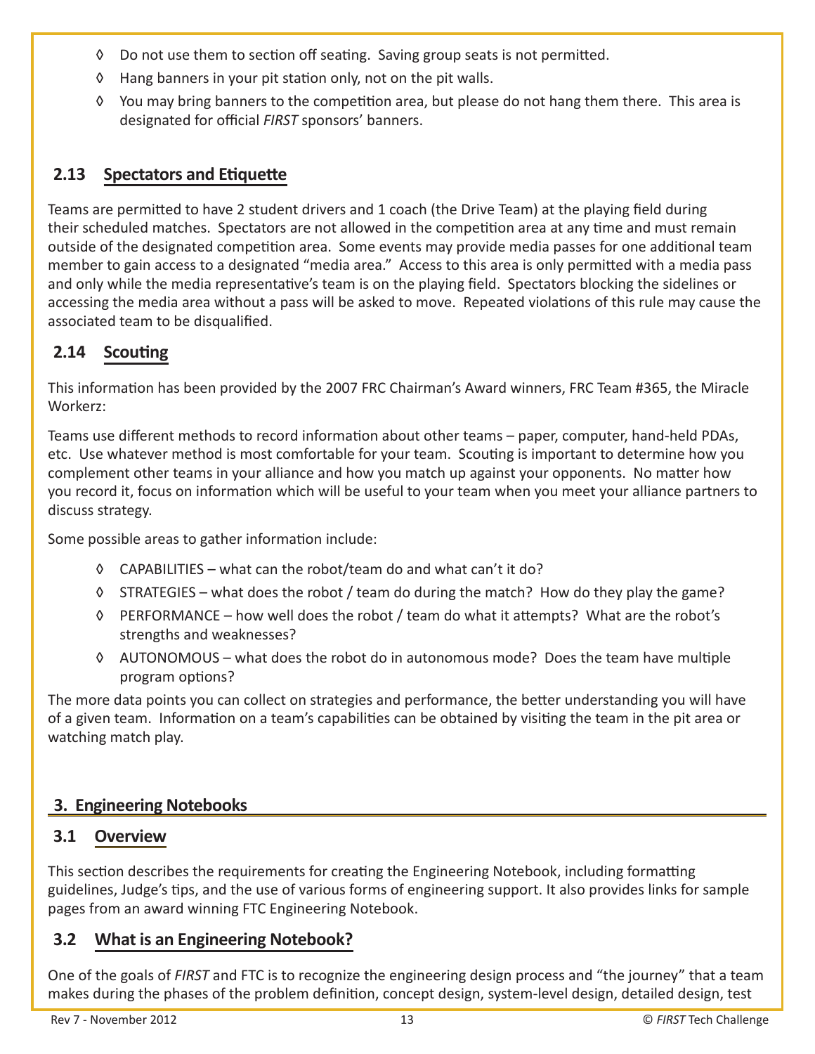- Do not use them to section off seating. Saving group seats is not permitted.
- Hang banners in your pit station only, not on the pit walls.
- You may bring banners to the competition area, but please do not hang them there. This area is designated for official *FIRST* sponsors' banners.

### 2.13 Spectators and Etiquette

Teams are permitted to have 2 student drivers and 1 coach (the Drive Team) at the playing field during their scheduled matches. Spectators are not allowed in the competition area at any time and must remain outside of the designated competition area. Some events may provide media passes for one additional team member to gain access to a designated "media area." Access to this area is only permitted with a media pass and only while the media representative's team is on the playing field. Spectators blocking the sidelines or accessing the media area without a pass will be asked to move. Repeated violations of this rule may cause the associated team to be disqualified.

### 2.14 Scouting

This information has been provided by the 2007 FRC Chairman's Award winners, FRC Team #365, the Miracle Workerz:

Teams use different methods to record information about other teams – paper, computer, hand-held PDAs, etc. Use whatever method is most comfortable for your team. Scouting is important to determine how you complement other teams in your alliance and how you match up against your opponents. No matter how you record it, focus on information which will be useful to your team when you meet your alliance partners to discuss strategy.

Some possible areas to gather information include:

- CAPABILITIES – what can the robot/team do and what can't it do?
- STRATEGIES – what does the robot / team do during the match? How do they play the game?
- PERFORMANCE – how well does the robot / team do what it attempts? What are the robot's strengths and weaknesses?
- AUTONOMOUS – what does the robot do in autonomous mode? Does the team have multiple program options?

The more data points you can collect on strategies and performance, the better understanding you will have of a given team. Information on a team's capabilities can be obtained by visiting the team in the pit area or watching match play.

## 3. Engineering Notebooks

### 3.1 Overview

This section describes the requirements for creating the Engineering Notebook, including formatting guidelines, Judge's tips, and the use of various forms of engineering support. It also provides links for sample pages from an award winning FTC Engineering Notebook.

### 3.2 What is an Engineering Notebook?

One of the goals of *FIRST* and FTC is to recognize the engineering design process and "the journey" that a team makes during the phases of the problem definition, concept design, system-level design, detailed design, test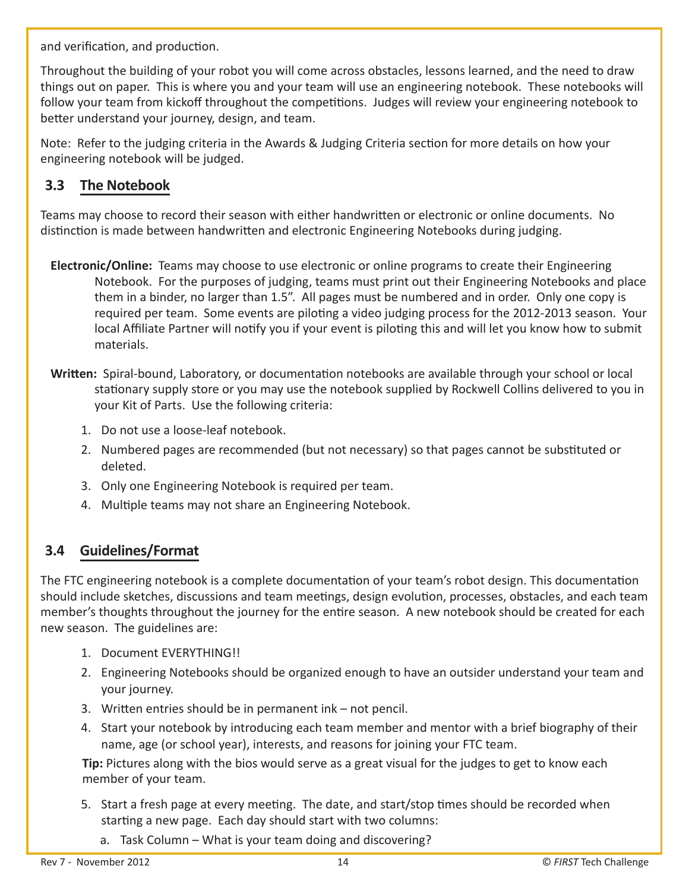and verification, and production.

Throughout the building of your robot you will come across obstacles, lessons learned, and the need to draw things out on paper. This is where you and your team will use an engineering notebook. These notebooks will follow your team from kickoff throughout the competitions. Judges will review your engineering notebook to better understand your journey, design, and team.

Note: Refer to the judging criteria in the Awards & Judging Criteria section for more details on how your engineering notebook will be judged.

## 3.3 The Notebook

Teams may choose to record their season with either handwritten or electronic or online documents. No distinction is made between handwritten and electronic Engineering Notebooks during judging.

**Electronic/Online:** Teams may choose to use electronic or online programs to create their Engineering Notebook. For the purposes of judging, teams must print out their Engineering Notebooks and place them in a binder, no larger than 1.5". All pages must be numbered and in order. Only one copy is required per team. Some events are piloting a video judging process for the 2012-2013 season. Your local Affiliate Partner will notify you if your event is piloting this and will let you know how to submit materials.

**Written:** Spiral-bound, Laboratory, or documentation notebooks are available through your school or local stationary supply store or you may use the notebook supplied by Rockwell Collins delivered to you in your Kit of Parts. Use the following criteria:

1. Do not use a loose-leaf notebook.
2. Numbered pages are recommended (but not necessary) so that pages cannot be substituted or deleted.
3. Only one Engineering Notebook is required per team.
4. Multiple teams may not share an Engineering Notebook.

## 3.4 Guidelines/Format

The FTC engineering notebook is a complete documentation of your team's robot design. This documentation should include sketches, discussions and team meetings, design evolution, processes, obstacles, and each team member's thoughts throughout the journey for the entire season. A new notebook should be created for each new season. The guidelines are:

1. Document EVERYTHING!!
2. Engineering Notebooks should be organized enough to have an outsider understand your team and your journey.
3. Written entries should be in permanent ink – not pencil.
4. Start your notebook by introducing each team member and mentor with a brief biography of their name, age (or school year), interests, and reasons for joining your FTC team.

   **Tip:** Pictures along with the bios would serve as a great visual for the judges to get to know each member of your team.

5. Start a fresh page at every meeting. The date, and start/stop times should be recorded when starting a new page. Each day should start with two columns:
   a. Task Column – What is your team doing and discovering?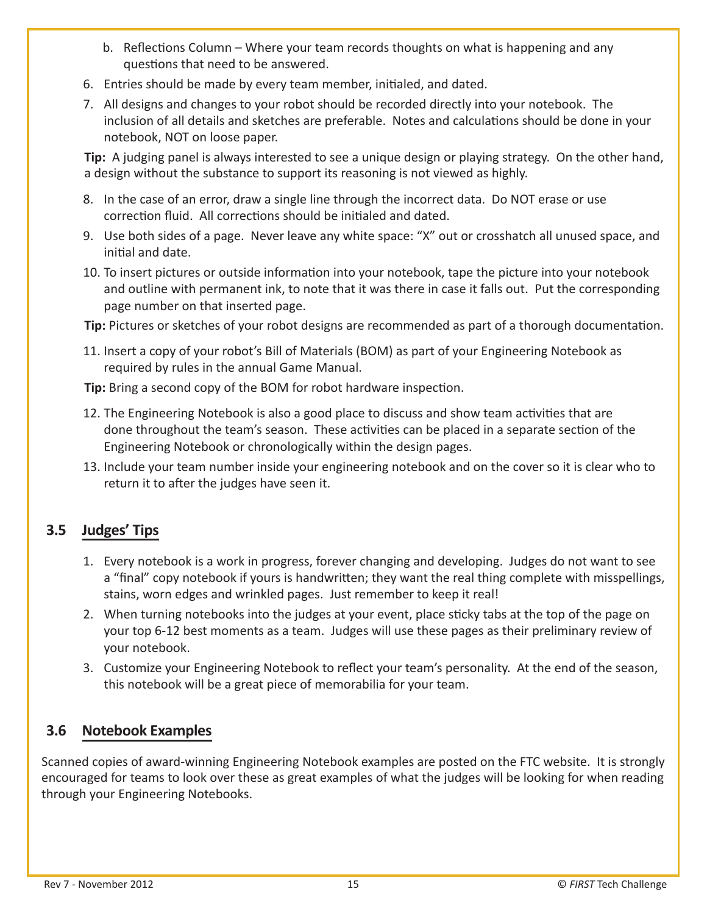b. Reflections Column – Where your team records thoughts on what is happening and any questions that need to be answered.

6. Entries should be made by every team member, initialed, and dated.
7. All designs and changes to your robot should be recorded directly into your notebook. The inclusion of all details and sketches are preferable. Notes and calculations should be done in your notebook, NOT on loose paper.

**Tip:** A judging panel is always interested to see a unique design or playing strategy. On the other hand, a design without the substance to support its reasoning is not viewed as highly.

8. In the case of an error, draw a single line through the incorrect data. Do NOT erase or use correction fluid. All corrections should be initialed and dated.
9. Use both sides of a page. Never leave any white space: "X" out or crosshatch all unused space, and initial and date.
10. To insert pictures or outside information into your notebook, tape the picture into your notebook and outline with permanent ink, to note that it was there in case it falls out. Put the corresponding page number on that inserted page.

**Tip:** Pictures or sketches of your robot designs are recommended as part of a thorough documentation.

11. Insert a copy of your robot's Bill of Materials (BOM) as part of your Engineering Notebook as required by rules in the annual Game Manual.

**Tip:** Bring a second copy of the BOM for robot hardware inspection.

12. The Engineering Notebook is also a good place to discuss and show team activities that are done throughout the team's season. These activities can be placed in a separate section of the Engineering Notebook or chronologically within the design pages.
13. Include your team number inside your engineering notebook and on the cover so it is clear who to return it to after the judges have seen it.

## 3.5 Judges' Tips

1. Every notebook is a work in progress, forever changing and developing. Judges do not want to see a "final" copy notebook if yours is handwritten; they want the real thing complete with misspellings, stains, worn edges and wrinkled pages. Just remember to keep it real!
2. When turning notebooks into the judges at your event, place sticky tabs at the top of the page on your top 6-12 best moments as a team. Judges will use these pages as their preliminary review of your notebook.
3. Customize your Engineering Notebook to reflect your team's personality. At the end of the season, this notebook will be a great piece of memorabilia for your team.

## 3.6 Notebook Examples

Scanned copies of award-winning Engineering Notebook examples are posted on the FTC website. It is strongly encouraged for teams to look over these as great examples of what the judges will be looking for when reading through your Engineering Notebooks.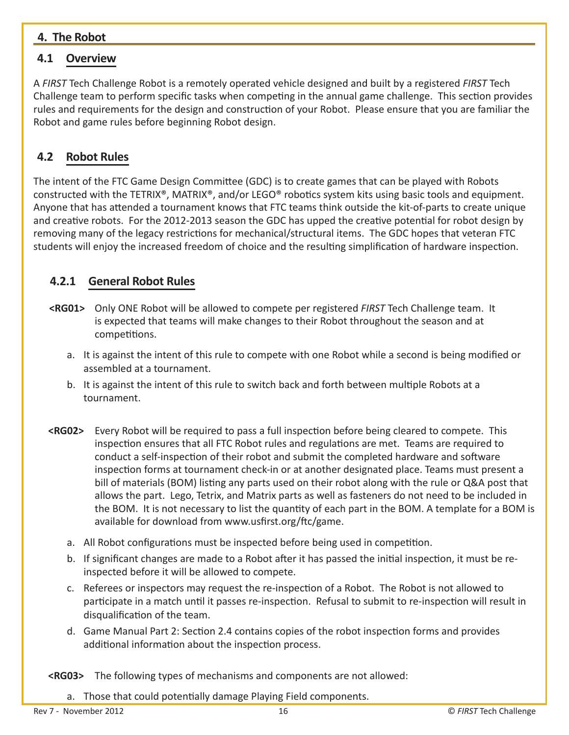## 4. The Robot

### 4.1 Overview

A *FIRST* Tech Challenge Robot is a remotely operated vehicle designed and built by a registered *FIRST* Tech Challenge team to perform specific tasks when competing in the annual game challenge. This section provides rules and requirements for the design and construction of your Robot. Please ensure that you are familiar the Robot and game rules before beginning Robot design.

### 4.2 Robot Rules

The intent of the FTC Game Design Committee (GDC) is to create games that can be played with Robots constructed with the TETRIX®, MATRIX®, and/or LEGO® robotics system kits using basic tools and equipment. Anyone that has attended a tournament knows that FTC teams think outside the kit-of-parts to create unique and creative robots. For the 2012-2013 season the GDC has upped the creative potential for robot design by removing many of the legacy restrictions for mechanical/structural items. The GDC hopes that veteran FTC students will enjoy the increased freedom of choice and the resulting simplification of hardware inspection.

#### 4.2.1 General Robot Rules

**<RG01>** Only ONE Robot will be allowed to compete per registered *FIRST* Tech Challenge team. It is expected that teams will make changes to their Robot throughout the season and at competitions.

a. It is against the intent of this rule to compete with one Robot while a second is being modified or assembled at a tournament.

b. It is against the intent of this rule to switch back and forth between multiple Robots at a tournament.

**<RG02>** Every Robot will be required to pass a full inspection before being cleared to compete. This inspection ensures that all FTC Robot rules and regulations are met. Teams are required to conduct a self-inspection of their robot and submit the completed hardware and software inspection forms at tournament check-in or at another designated place. Teams must present a bill of materials (BOM) listing any parts used on their robot along with the rule or Q&A post that allows the part. Lego, Tetrix, and Matrix parts as well as fasteners do not need to be included in the BOM. It is not necessary to list the quantity of each part in the BOM. A template for a BOM is available for download from www.usfirst.org/ftc/game.

a. All Robot configurations must be inspected before being used in competition.

b. If significant changes are made to a Robot after it has passed the initial inspection, it must be re-inspected before it will be allowed to compete.

c. Referees or inspectors may request the re-inspection of a Robot. The Robot is not allowed to participate in a match until it passes re-inspection. Refusal to submit to re-inspection will result in disqualification of the team.

d. Game Manual Part 2: Section 2.4 contains copies of the robot inspection forms and provides additional information about the inspection process.

**<RG03>** The following types of mechanisms and components are not allowed:

a. Those that could potentially damage Playing Field components.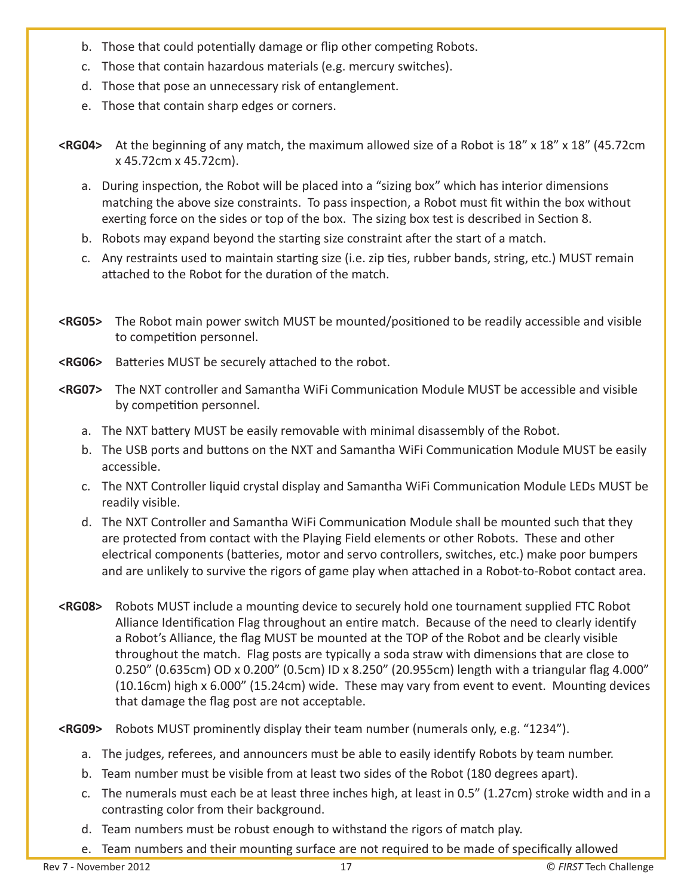b. Those that could potentially damage or flip other competing Robots.
c. Those that contain hazardous materials (e.g. mercury switches).
d. Those that pose an unnecessary risk of entanglement.
e. Those that contain sharp edges or corners.

**<RG04>** At the beginning of any match, the maximum allowed size of a Robot is 18" x 18" x 18" (45.72cm x 45.72cm x 45.72cm).

a. During inspection, the Robot will be placed into a "sizing box" which has interior dimensions matching the above size constraints. To pass inspection, a Robot must fit within the box without exerting force on the sides or top of the box. The sizing box test is described in Section 8.
b. Robots may expand beyond the starting size constraint after the start of a match.
c. Any restraints used to maintain starting size (i.e. zip ties, rubber bands, string, etc.) MUST remain attached to the Robot for the duration of the match.

**<RG05>** The Robot main power switch MUST be mounted/positioned to be readily accessible and visible to competition personnel.

**<RG06>** Batteries MUST be securely attached to the robot.

**<RG07>** The NXT controller and Samantha WiFi Communication Module MUST be accessible and visible by competition personnel.

a. The NXT battery MUST be easily removable with minimal disassembly of the Robot.
b. The USB ports and buttons on the NXT and Samantha WiFi Communication Module MUST be easily accessible.
c. The NXT Controller liquid crystal display and Samantha WiFi Communication Module LEDs MUST be readily visible.
d. The NXT Controller and Samantha WiFi Communication Module shall be mounted such that they are protected from contact with the Playing Field elements or other Robots. These and other electrical components (batteries, motor and servo controllers, switches, etc.) make poor bumpers and are unlikely to survive the rigors of game play when attached in a Robot-to-Robot contact area.

**<RG08>** Robots MUST include a mounting device to securely hold one tournament supplied FTC Robot Alliance Identification Flag throughout an entire match. Because of the need to clearly identify a Robot's Alliance, the flag MUST be mounted at the TOP of the Robot and be clearly visible throughout the match. Flag posts are typically a soda straw with dimensions that are close to 0.250" (0.635cm) OD x 0.200" (0.5cm) ID x 8.250" (20.955cm) length with a triangular flag 4.000" (10.16cm) high x 6.000" (15.24cm) wide. These may vary from event to event. Mounting devices that damage the flag post are not acceptable.

**<RG09>** Robots MUST prominently display their team number (numerals only, e.g. "1234").

a. The judges, referees, and announcers must be able to easily identify Robots by team number.
b. Team number must be visible from at least two sides of the Robot (180 degrees apart).
c. The numerals must each be at least three inches high, at least in 0.5" (1.27cm) stroke width and in a contrasting color from their background.
d. Team numbers must be robust enough to withstand the rigors of match play.
e. Team numbers and their mounting surface are not required to be made of specifically allowed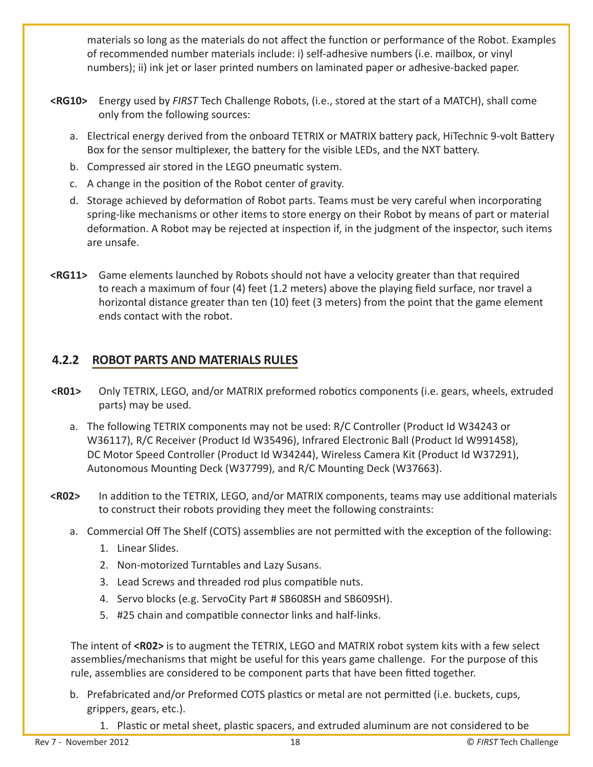materials so long as the materials do not affect the function or performance of the Robot. Examples of recommended number materials include: i) self-adhesive numbers (i.e. mailbox, or vinyl numbers); ii) ink jet or laser printed numbers on laminated paper or adhesive-backed paper.

**<RG10>** Energy used by *FIRST* Tech Challenge Robots, (i.e., stored at the start of a MATCH), shall come only from the following sources:

a. Electrical energy derived from the onboard TETRIX or MATRIX battery pack, HiTechnic 9-volt Battery Box for the sensor multiplexer, the battery for the visible LEDs, and the NXT battery.
b. Compressed air stored in the LEGO pneumatic system.
c. A change in the position of the Robot center of gravity.
d. Storage achieved by deformation of Robot parts. Teams must be very careful when incorporating spring-like mechanisms or other items to store energy on their Robot by means of part or material deformation. A Robot may be rejected at inspection if, in the judgment of the inspector, such items are unsafe.

**<RG11>** Game elements launched by Robots should not have a velocity greater than that required to reach a maximum of four (4) feet (1.2 meters) above the playing field surface, nor travel a horizontal distance greater than ten (10) feet (3 meters) from the point that the game element ends contact with the robot.

### 4.2.2 ROBOT PARTS AND MATERIALS RULES

**<R01>** Only TETRIX, LEGO, and/or MATRIX preformed robotics components (i.e. gears, wheels, extruded parts) may be used.

a. The following TETRIX components may not be used: R/C Controller (Product Id W34243 or W36117), R/C Receiver (Product Id W35496), Infrared Electronic Ball (Product Id W991458), DC Motor Speed Controller (Product Id W34244), Wireless Camera Kit (Product Id W37291), Autonomous Mounting Deck (W37799), and R/C Mounting Deck (W37663).

**<R02>** In addition to the TETRIX, LEGO, and/or MATRIX components, teams may use additional materials to construct their robots providing they meet the following constraints:

a. Commercial Off The Shelf (COTS) assemblies are not permitted with the exception of the following:
   1. Linear Slides.
   2. Non-motorized Turntables and Lazy Susans.
   3. Lead Screws and threaded rod plus compatible nuts.
   4. Servo blocks (e.g. ServoCity Part # SB608SH and SB609SH).
   5. #25 chain and compatible connector links and half-links.

The intent of **<R02>** is to augment the TETRIX, LEGO and MATRIX robot system kits with a few select assemblies/mechanisms that might be useful for this years game challenge. For the purpose of this rule, assemblies are considered to be component parts that have been fitted together.

b. Prefabricated and/or Preformed COTS plastics or metal are not permitted (i.e. buckets, cups, grippers, gears, etc.).
   1. Plastic or metal sheet, plastic spacers, and extruded aluminum are not considered to be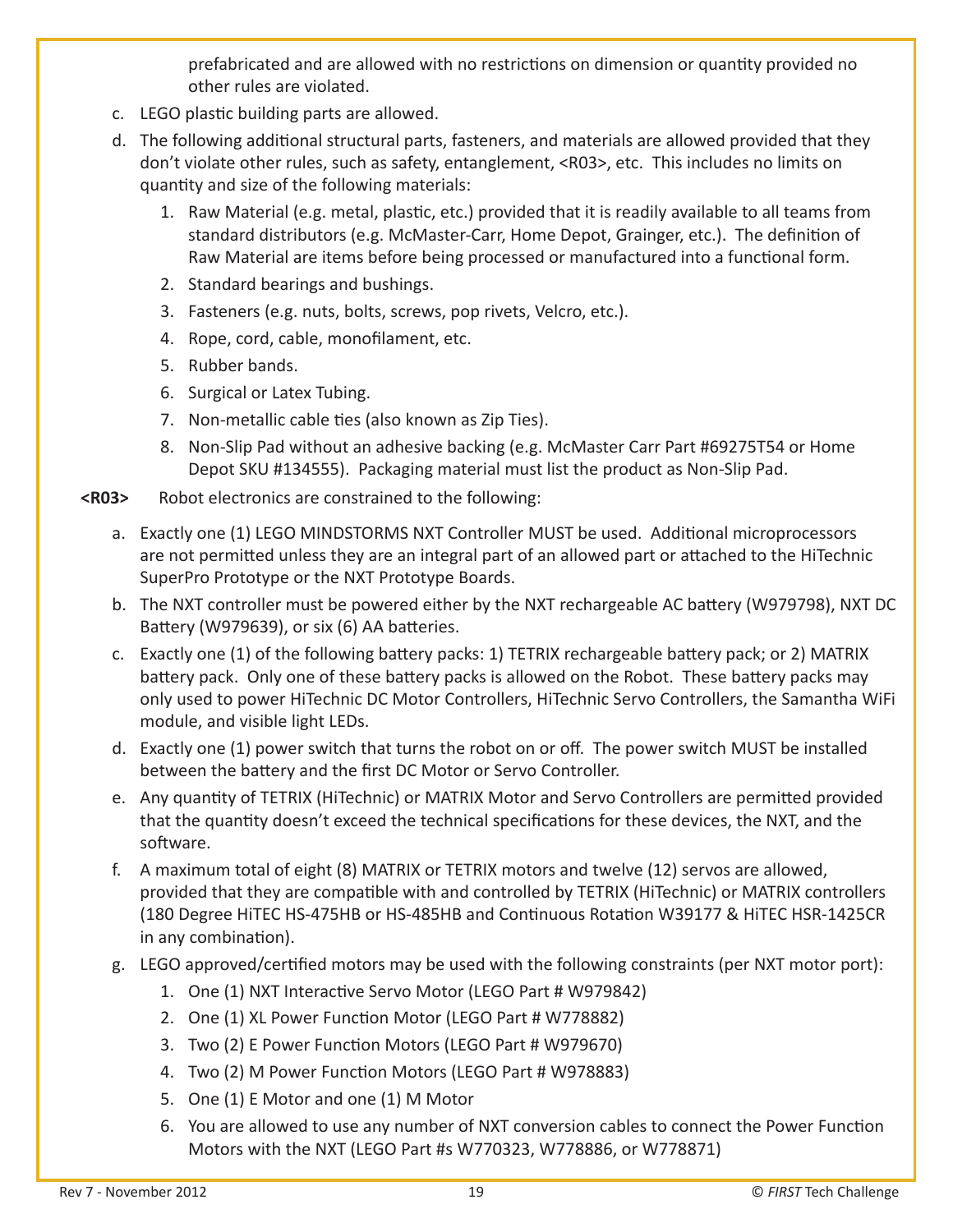prefabricated and are allowed with no restrictions on dimension or quantity provided no other rules are violated.

c. LEGO plastic building parts are allowed.

d. The following additional structural parts, fasteners, and materials are allowed provided that they don't violate other rules, such as safety, entanglement, <R03>, etc. This includes no limits on quantity and size of the following materials:

   1. Raw Material (e.g. metal, plastic, etc.) provided that it is readily available to all teams from standard distributors (e.g. McMaster-Carr, Home Depot, Grainger, etc.). The definition of Raw Material are items before being processed or manufactured into a functional form.
   2. Standard bearings and bushings.
   3. Fasteners (e.g. nuts, bolts, screws, pop rivets, Velcro, etc.).
   4. Rope, cord, cable, monofilament, etc.
   5. Rubber bands.
   6. Surgical or Latex Tubing.
   7. Non-metallic cable ties (also known as Zip Ties).
   8. Non-Slip Pad without an adhesive backing (e.g. McMaster Carr Part #69275T54 or Home Depot SKU #134555). Packaging material must list the product as Non-Slip Pad.

**<R03>** Robot electronics are constrained to the following:

a. Exactly one (1) LEGO MINDSTORMS NXT Controller MUST be used. Additional microprocessors are not permitted unless they are an integral part of an allowed part or attached to the HiTechnic SuperPro Prototype or the NXT Prototype Boards.

b. The NXT controller must be powered either by the NXT rechargeable AC battery (W979798), NXT DC Battery (W979639), or six (6) AA batteries.

c. Exactly one (1) of the following battery packs: 1) TETRIX rechargeable battery pack; or 2) MATRIX battery pack. Only one of these battery packs is allowed on the Robot. These battery packs may only used to power HiTechnic DC Motor Controllers, HiTechnic Servo Controllers, the Samantha WiFi module, and visible light LEDs.

d. Exactly one (1) power switch that turns the robot on or off. The power switch MUST be installed between the battery and the first DC Motor or Servo Controller.

e. Any quantity of TETRIX (HiTechnic) or MATRIX Motor and Servo Controllers are permitted provided that the quantity doesn't exceed the technical specifications for these devices, the NXT, and the software.

f. A maximum total of eight (8) MATRIX or TETRIX motors and twelve (12) servos are allowed, provided that they are compatible with and controlled by TETRIX (HiTechnic) or MATRIX controllers (180 Degree HiTEC HS-475HB or HS-485HB and Continuous Rotation W39177 & HiTEC HSR-1425CR in any combination).

g. LEGO approved/certified motors may be used with the following constraints (per NXT motor port):

   1. One (1) NXT Interactive Servo Motor (LEGO Part # W979842)
   2. One (1) XL Power Function Motor (LEGO Part # W778882)
   3. Two (2) E Power Function Motors (LEGO Part # W979670)
   4. Two (2) M Power Function Motors (LEGO Part # W978883)
   5. One (1) E Motor and one (1) M Motor
   6. You are allowed to use any number of NXT conversion cables to connect the Power Function Motors with the NXT (LEGO Part #s W770323, W778886, or W778871)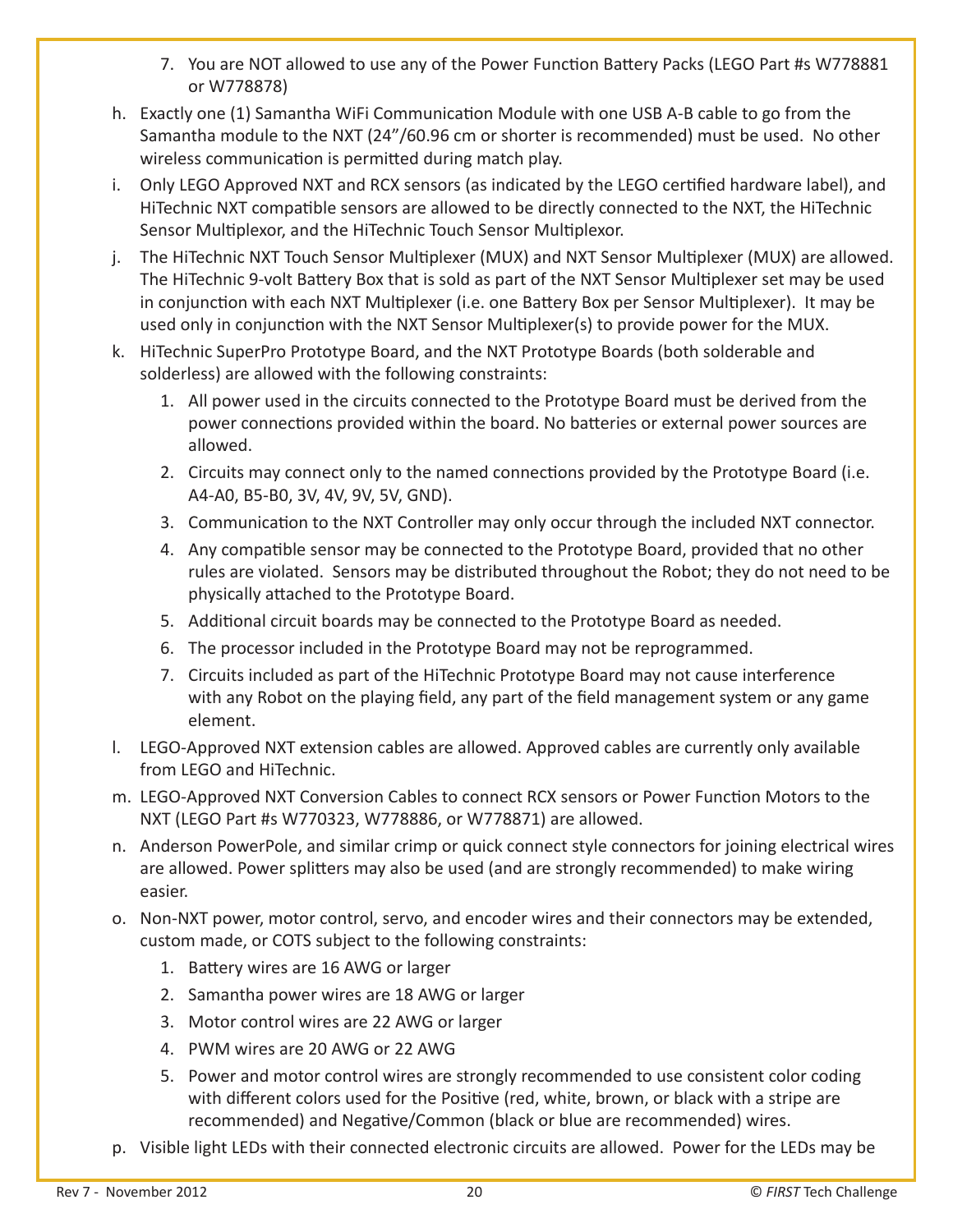7. You are NOT allowed to use any of the Power Function Battery Packs (LEGO Part #s W778881 or W778878)

h. Exactly one (1) Samantha WiFi Communication Module with one USB A-B cable to go from the Samantha module to the NXT (24"/60.96 cm or shorter is recommended) must be used. No other wireless communication is permitted during match play.

i. Only LEGO Approved NXT and RCX sensors (as indicated by the LEGO certified hardware label), and HiTechnic NXT compatible sensors are allowed to be directly connected to the NXT, the HiTechnic Sensor Multiplexor, and the HiTechnic Touch Sensor Multiplexor.

j. The HiTechnic NXT Touch Sensor Multiplexer (MUX) and NXT Sensor Multiplexer (MUX) are allowed. The HiTechnic 9-volt Battery Box that is sold as part of the NXT Sensor Multiplexer set may be used in conjunction with each NXT Multiplexer (i.e. one Battery Box per Sensor Multiplexer). It may be used only in conjunction with the NXT Sensor Multiplexer(s) to provide power for the MUX.

k. HiTechnic SuperPro Prototype Board, and the NXT Prototype Boards (both solderable and solderless) are allowed with the following constraints:

   1. All power used in the circuits connected to the Prototype Board must be derived from the power connections provided within the board. No batteries or external power sources are allowed.
   2. Circuits may connect only to the named connections provided by the Prototype Board (i.e. A4-A0, B5-B0, 3V, 4V, 9V, 5V, GND).
   3. Communication to the NXT Controller may only occur through the included NXT connector.
   4. Any compatible sensor may be connected to the Prototype Board, provided that no other rules are violated. Sensors may be distributed throughout the Robot; they do not need to be physically attached to the Prototype Board.
   5. Additional circuit boards may be connected to the Prototype Board as needed.
   6. The processor included in the Prototype Board may not be reprogrammed.
   7. Circuits included as part of the HiTechnic Prototype Board may not cause interference with any Robot on the playing field, any part of the field management system or any game element.

l. LEGO-Approved NXT extension cables are allowed. Approved cables are currently only available from LEGO and HiTechnic.

m. LEGO-Approved NXT Conversion Cables to connect RCX sensors or Power Function Motors to the NXT (LEGO Part #s W770323, W778886, or W778871) are allowed.

n. Anderson PowerPole, and similar crimp or quick connect style connectors for joining electrical wires are allowed. Power splitters may also be used (and are strongly recommended) to make wiring easier.

o. Non-NXT power, motor control, servo, and encoder wires and their connectors may be extended, custom made, or COTS subject to the following constraints:

   1. Battery wires are 16 AWG or larger
   2. Samantha power wires are 18 AWG or larger
   3. Motor control wires are 22 AWG or larger
   4. PWM wires are 20 AWG or 22 AWG
   5. Power and motor control wires are strongly recommended to use consistent color coding with different colors used for the Positive (red, white, brown, or black with a stripe are recommended) and Negative/Common (black or blue are recommended) wires.

p. Visible light LEDs with their connected electronic circuits are allowed. Power for the LEDs may be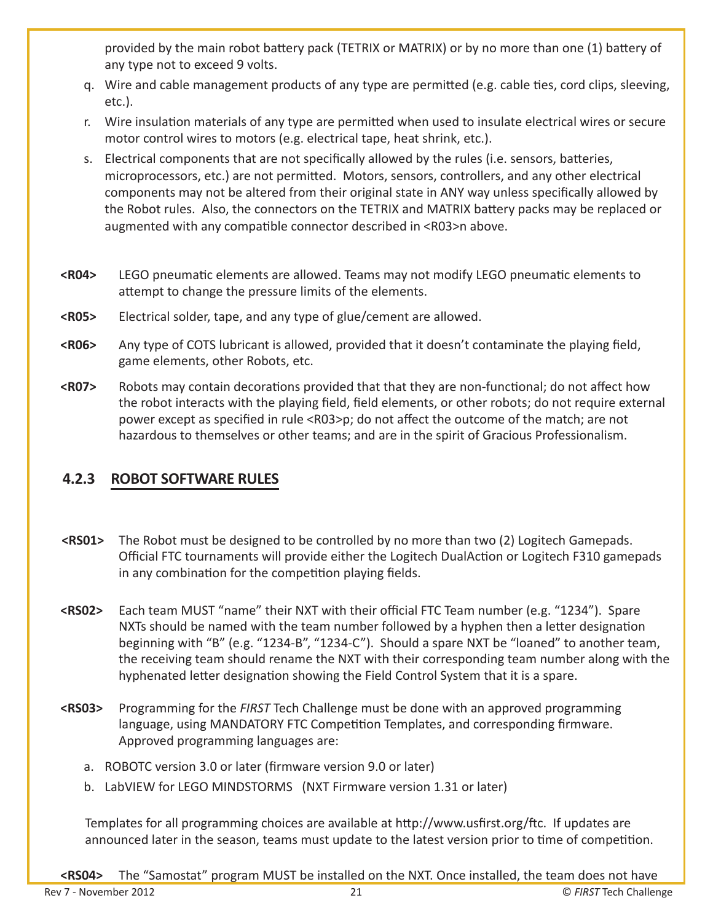provided by the main robot battery pack (TETRIX or MATRIX) or by no more than one (1) battery of any type not to exceed 9 volts.

q. Wire and cable management products of any type are permitted (e.g. cable ties, cord clips, sleeving, etc.).

r. Wire insulation materials of any type are permitted when used to insulate electrical wires or secure motor control wires to motors (e.g. electrical tape, heat shrink, etc.).

s. Electrical components that are not specifically allowed by the rules (i.e. sensors, batteries, microprocessors, etc.) are not permitted. Motors, sensors, controllers, and any other electrical components may not be altered from their original state in ANY way unless specifically allowed by the Robot rules. Also, the connectors on the TETRIX and MATRIX battery packs may be replaced or augmented with any compatible connector described in <R03>n above.

**<R04>** LEGO pneumatic elements are allowed. Teams may not modify LEGO pneumatic elements to attempt to change the pressure limits of the elements.

**<R05>** Electrical solder, tape, and any type of glue/cement are allowed.

**<R06>** Any type of COTS lubricant is allowed, provided that it doesn't contaminate the playing field, game elements, other Robots, etc.

**<R07>** Robots may contain decorations provided that that they are non-functional; do not affect how the robot interacts with the playing field, field elements, or other robots; do not require external power except as specified in rule <R03>p; do not affect the outcome of the match; are not hazardous to themselves or other teams; and are in the spirit of Gracious Professionalism.

### 4.2.3 ROBOT SOFTWARE RULES

**<RS01>** The Robot must be designed to be controlled by no more than two (2) Logitech Gamepads. Official FTC tournaments will provide either the Logitech DualAction or Logitech F310 gamepads in any combination for the competition playing fields.

**<RS02>** Each team MUST "name" their NXT with their official FTC Team number (e.g. "1234"). Spare NXTs should be named with the team number followed by a hyphen then a letter designation beginning with "B" (e.g. "1234-B", "1234-C"). Should a spare NXT be "loaned" to another team, the receiving team should rename the NXT with their corresponding team number along with the hyphenated letter designation showing the Field Control System that it is a spare.

**<RS03>** Programming for the *FIRST* Tech Challenge must be done with an approved programming language, using MANDATORY FTC Competition Templates, and corresponding firmware. Approved programming languages are:

a. ROBOTC version 3.0 or later (firmware version 9.0 or later)

b. LabVIEW for LEGO MINDSTORMS (NXT Firmware version 1.31 or later)

Templates for all programming choices are available at http://www.usfirst.org/ftc. If updates are announced later in the season, teams must update to the latest version prior to time of competition.

**<RS04>** The "Samostat" program MUST be installed on the NXT. Once installed, the team does not have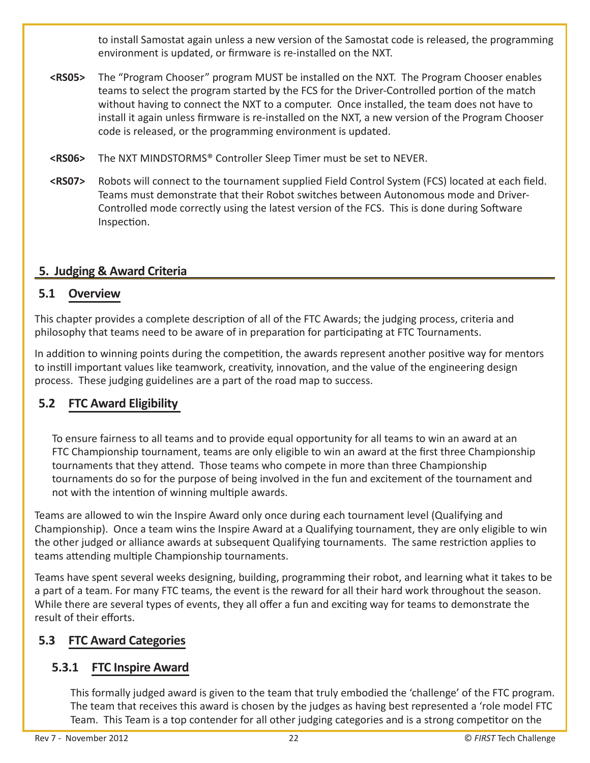to install Samostat again unless a new version of the Samostat code is released, the programming environment is updated, or firmware is re-installed on the NXT.

**<RS05>** The "Program Chooser" program MUST be installed on the NXT. The Program Chooser enables teams to select the program started by the FCS for the Driver-Controlled portion of the match without having to connect the NXT to a computer. Once installed, the team does not have to install it again unless firmware is re-installed on the NXT, a new version of the Program Chooser code is released, or the programming environment is updated.

**<RS06>** The NXT MINDSTORMS® Controller Sleep Timer must be set to NEVER.

**<RS07>** Robots will connect to the tournament supplied Field Control System (FCS) located at each field. Teams must demonstrate that their Robot switches between Autonomous mode and Driver-Controlled mode correctly using the latest version of the FCS. This is done during Software Inspection.

# 5. Judging & Award Criteria

## 5.1 Overview

This chapter provides a complete description of all of the FTC Awards; the judging process, criteria and philosophy that teams need to be aware of in preparation for participating at FTC Tournaments.

In addition to winning points during the competition, the awards represent another positive way for mentors to instill important values like teamwork, creativity, innovation, and the value of the engineering design process. These judging guidelines are a part of the road map to success.

## 5.2 FTC Award Eligibility

To ensure fairness to all teams and to provide equal opportunity for all teams to win an award at an FTC Championship tournament, teams are only eligible to win an award at the first three Championship tournaments that they attend. Those teams who compete in more than three Championship tournaments do so for the purpose of being involved in the fun and excitement of the tournament and not with the intention of winning multiple awards.

Teams are allowed to win the Inspire Award only once during each tournament level (Qualifying and Championship). Once a team wins the Inspire Award at a Qualifying tournament, they are only eligible to win the other judged or alliance awards at subsequent Qualifying tournaments. The same restriction applies to teams attending multiple Championship tournaments.

Teams have spent several weeks designing, building, programming their robot, and learning what it takes to be a part of a team. For many FTC teams, the event is the reward for all their hard work throughout the season. While there are several types of events, they all offer a fun and exciting way for teams to demonstrate the result of their efforts.

## 5.3 FTC Award Categories

### 5.3.1 FTC Inspire Award

This formally judged award is given to the team that truly embodied the 'challenge' of the FTC program. The team that receives this award is chosen by the judges as having best represented a 'role model FTC Team. This Team is a top contender for all other judging categories and is a strong competitor on the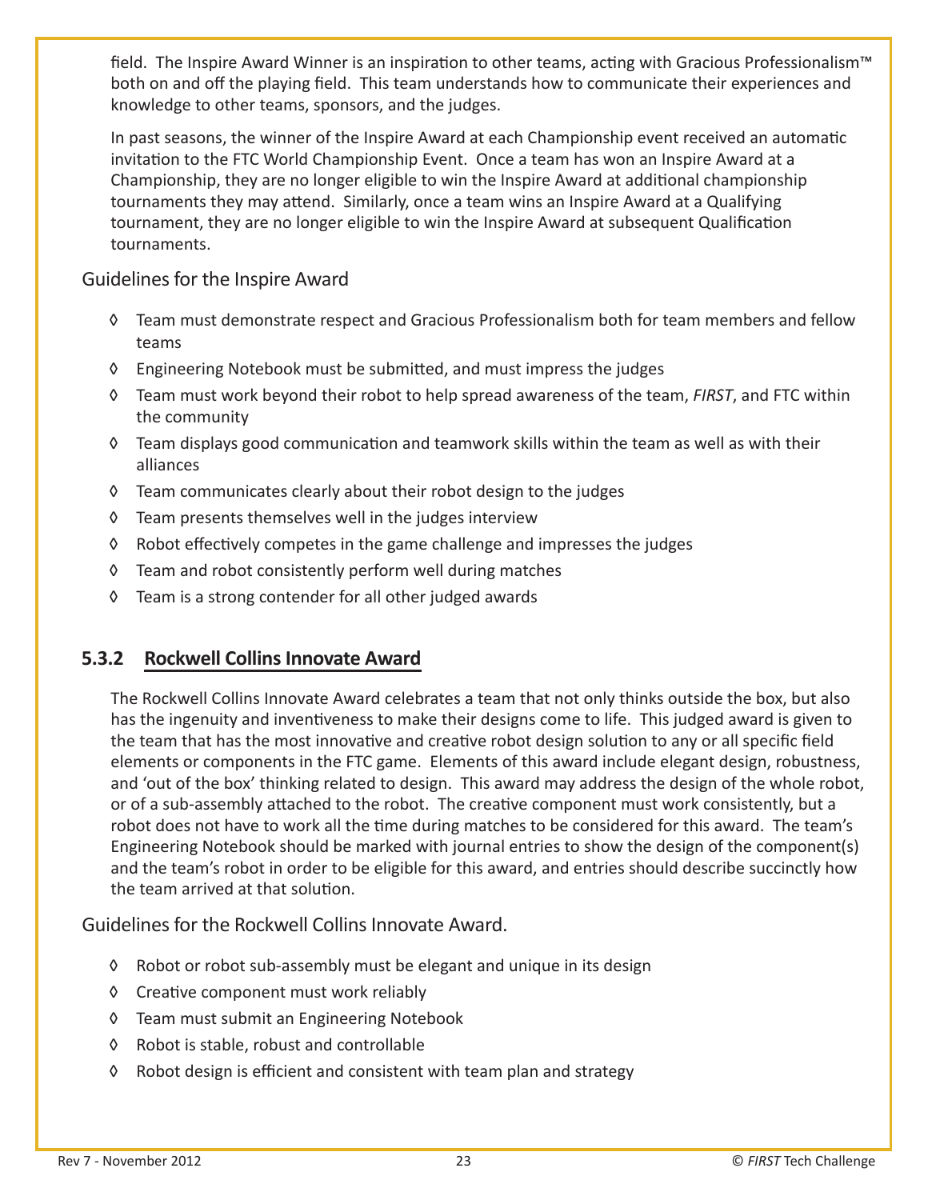field. The Inspire Award Winner is an inspiration to other teams, acting with Gracious Professionalism™ both on and off the playing field. This team understands how to communicate their experiences and knowledge to other teams, sponsors, and the judges.

In past seasons, the winner of the Inspire Award at each Championship event received an automatic invitation to the FTC World Championship Event. Once a team has won an Inspire Award at a Championship, they are no longer eligible to win the Inspire Award at additional championship tournaments they may attend. Similarly, once a team wins an Inspire Award at a Qualifying tournament, they are no longer eligible to win the Inspire Award at subsequent Qualification tournaments.

Guidelines for the Inspire Award

- ◊ Team must demonstrate respect and Gracious Professionalism both for team members and fellow teams
- ◊ Engineering Notebook must be submitted, and must impress the judges
- ◊ Team must work beyond their robot to help spread awareness of the team, *FIRST*, and FTC within the community
- ◊ Team displays good communication and teamwork skills within the team as well as with their alliances
- ◊ Team communicates clearly about their robot design to the judges
- ◊ Team presents themselves well in the judges interview
- ◊ Robot effectively competes in the game challenge and impresses the judges
- ◊ Team and robot consistently perform well during matches
- ◊ Team is a strong contender for all other judged awards

### 5.3.2 Rockwell Collins Innovate Award

The Rockwell Collins Innovate Award celebrates a team that not only thinks outside the box, but also has the ingenuity and inventiveness to make their designs come to life. This judged award is given to the team that has the most innovative and creative robot design solution to any or all specific field elements or components in the FTC game. Elements of this award include elegant design, robustness, and 'out of the box' thinking related to design. This award may address the design of the whole robot, or of a sub-assembly attached to the robot. The creative component must work consistently, but a robot does not have to work all the time during matches to be considered for this award. The team's Engineering Notebook should be marked with journal entries to show the design of the component(s) and the team's robot in order to be eligible for this award, and entries should describe succinctly how the team arrived at that solution.

Guidelines for the Rockwell Collins Innovate Award.

- ◊ Robot or robot sub-assembly must be elegant and unique in its design
- ◊ Creative component must work reliably
- ◊ Team must submit an Engineering Notebook
- ◊ Robot is stable, robust and controllable
- ◊ Robot design is efficient and consistent with team plan and strategy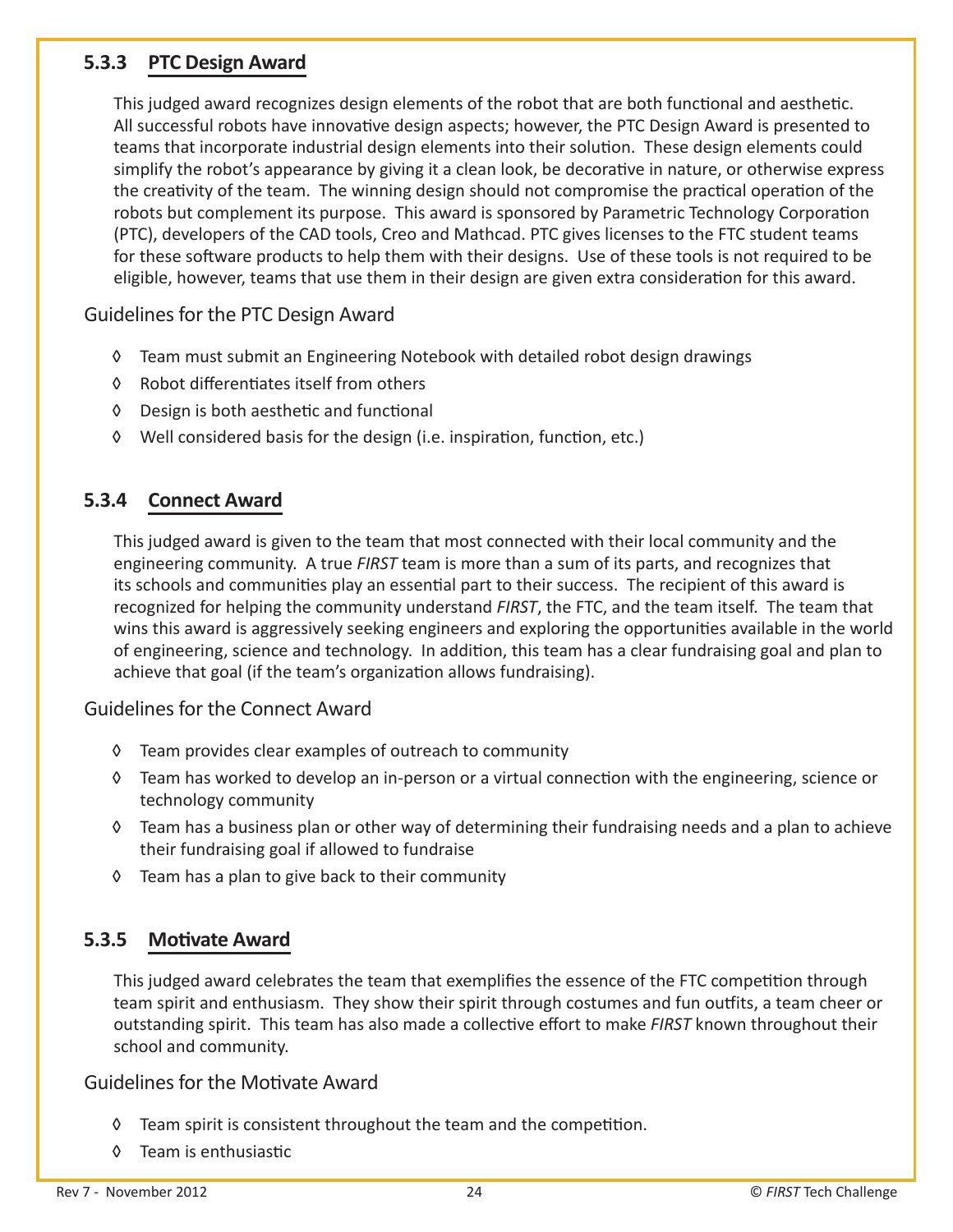### 5.3.3 PTC Design Award

This judged award recognizes design elements of the robot that are both functional and aesthetic. All successful robots have innovative design aspects; however, the PTC Design Award is presented to teams that incorporate industrial design elements into their solution. These design elements could simplify the robot's appearance by giving it a clean look, be decorative in nature, or otherwise express the creativity of the team. The winning design should not compromise the practical operation of the robots but complement its purpose. This award is sponsored by Parametric Technology Corporation (PTC), developers of the CAD tools, Creo and Mathcad. PTC gives licenses to the FTC student teams for these software products to help them with their designs. Use of these tools is not required to be eligible, however, teams that use them in their design are given extra consideration for this award.

Guidelines for the PTC Design Award

- Team must submit an Engineering Notebook with detailed robot design drawings
- Robot differentiates itself from others
- Design is both aesthetic and functional
- Well considered basis for the design (i.e. inspiration, function, etc.)

### 5.3.4 Connect Award

This judged award is given to the team that most connected with their local community and the engineering community. A true *FIRST* team is more than a sum of its parts, and recognizes that its schools and communities play an essential part to their success. The recipient of this award is recognized for helping the community understand *FIRST*, the FTC, and the team itself. The team that wins this award is aggressively seeking engineers and exploring the opportunities available in the world of engineering, science and technology. In addition, this team has a clear fundraising goal and plan to achieve that goal (if the team's organization allows fundraising).

Guidelines for the Connect Award

- Team provides clear examples of outreach to community
- Team has worked to develop an in-person or a virtual connection with the engineering, science or technology community
- Team has a business plan or other way of determining their fundraising needs and a plan to achieve their fundraising goal if allowed to fundraise
- Team has a plan to give back to their community

### 5.3.5 Motivate Award

This judged award celebrates the team that exemplifies the essence of the FTC competition through team spirit and enthusiasm. They show their spirit through costumes and fun outfits, a team cheer or outstanding spirit. This team has also made a collective effort to make *FIRST* known throughout their school and community.

Guidelines for the Motivate Award

- Team spirit is consistent throughout the team and the competition.
- Team is enthusiastic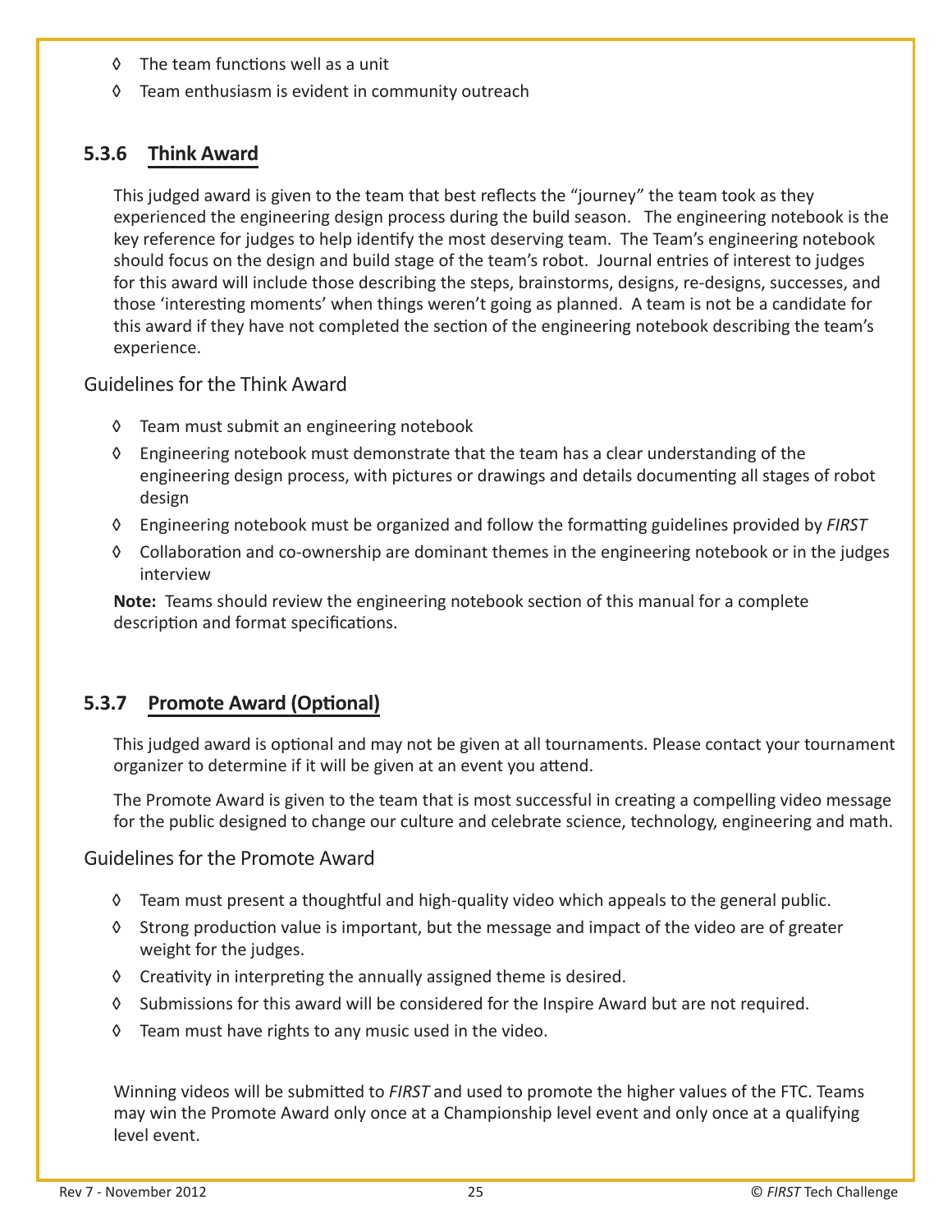- The team functions well as a unit
- Team enthusiasm is evident in community outreach

### 5.3.6 Think Award

This judged award is given to the team that best reflects the "journey" the team took as they experienced the engineering design process during the build season. The engineering notebook is the key reference for judges to help identify the most deserving team. The Team's engineering notebook should focus on the design and build stage of the team's robot. Journal entries of interest to judges for this award will include those describing the steps, brainstorms, designs, re-designs, successes, and those 'interesting moments' when things weren't going as planned. A team is not be a candidate for this award if they have not completed the section of the engineering notebook describing the team's experience.

#### Guidelines for the Think Award

- Team must submit an engineering notebook
- Engineering notebook must demonstrate that the team has a clear understanding of the engineering design process, with pictures or drawings and details documenting all stages of robot design
- Engineering notebook must be organized and follow the formatting guidelines provided by *FIRST*
- Collaboration and co-ownership are dominant themes in the engineering notebook or in the judges interview

**Note:** Teams should review the engineering notebook section of this manual for a complete description and format specifications.

### 5.3.7 Promote Award (Optional)

This judged award is optional and may not be given at all tournaments. Please contact your tournament organizer to determine if it will be given at an event you attend.

The Promote Award is given to the team that is most successful in creating a compelling video message for the public designed to change our culture and celebrate science, technology, engineering and math.

#### Guidelines for the Promote Award

- Team must present a thoughtful and high-quality video which appeals to the general public.
- Strong production value is important, but the message and impact of the video are of greater weight for the judges.
- Creativity in interpreting the annually assigned theme is desired.
- Submissions for this award will be considered for the Inspire Award but are not required.
- Team must have rights to any music used in the video.

Winning videos will be submitted to *FIRST* and used to promote the higher values of the FTC. Teams may win the Promote Award only once at a Championship level event and only once at a qualifying level event.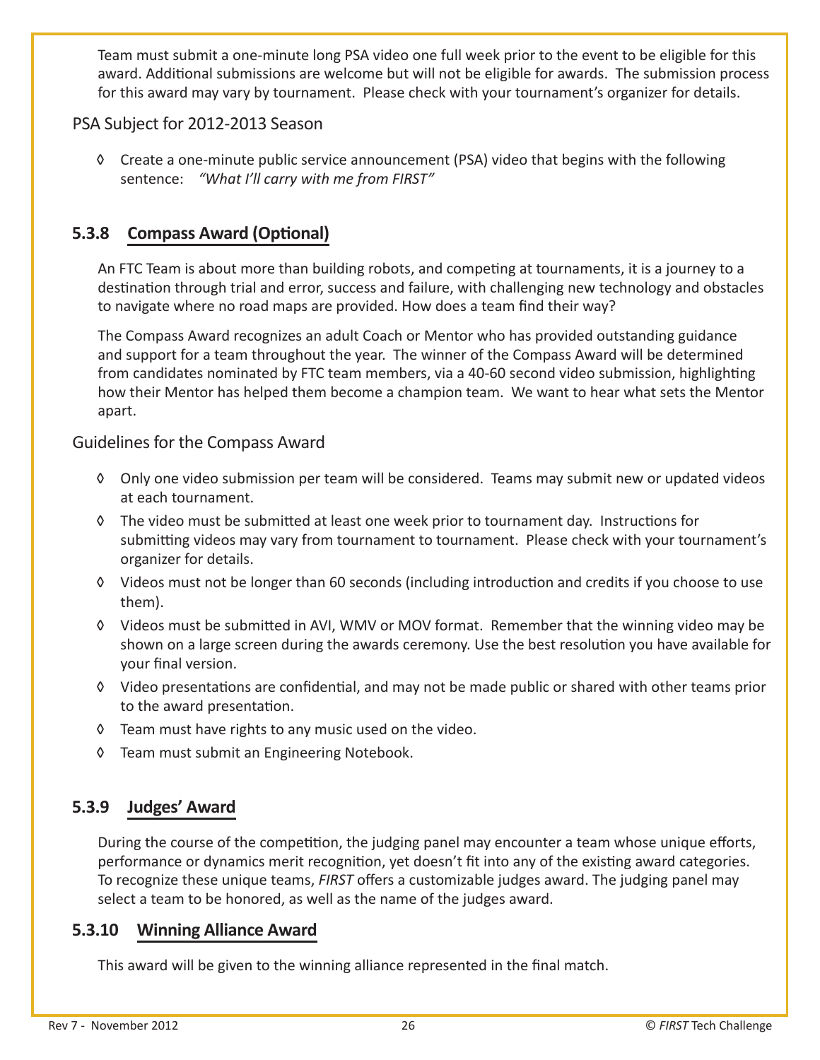Team must submit a one-minute long PSA video one full week prior to the event to be eligible for this award. Additional submissions are welcome but will not be eligible for awards. The submission process for this award may vary by tournament. Please check with your tournament's organizer for details.

PSA Subject for 2012-2013 Season

- ◊ Create a one-minute public service announcement (PSA) video that begins with the following sentence: *"What I'll carry with me from FIRST"*

### 5.3.8 Compass Award (Optional)

An FTC Team is about more than building robots, and competing at tournaments, it is a journey to a destination through trial and error, success and failure, with challenging new technology and obstacles to navigate where no road maps are provided. How does a team find their way?

The Compass Award recognizes an adult Coach or Mentor who has provided outstanding guidance and support for a team throughout the year. The winner of the Compass Award will be determined from candidates nominated by FTC team members, via a 40-60 second video submission, highlighting how their Mentor has helped them become a champion team. We want to hear what sets the Mentor apart.

Guidelines for the Compass Award

- ◊ Only one video submission per team will be considered. Teams may submit new or updated videos at each tournament.
- ◊ The video must be submitted at least one week prior to tournament day. Instructions for submitting videos may vary from tournament to tournament. Please check with your tournament's organizer for details.
- ◊ Videos must not be longer than 60 seconds (including introduction and credits if you choose to use them).
- ◊ Videos must be submitted in AVI, WMV or MOV format. Remember that the winning video may be shown on a large screen during the awards ceremony. Use the best resolution you have available for your final version.
- ◊ Video presentations are confidential, and may not be made public or shared with other teams prior to the award presentation.
- ◊ Team must have rights to any music used on the video.
- ◊ Team must submit an Engineering Notebook.

### 5.3.9 Judges' Award

During the course of the competition, the judging panel may encounter a team whose unique efforts, performance or dynamics merit recognition, yet doesn't fit into any of the existing award categories. To recognize these unique teams, *FIRST* offers a customizable judges award. The judging panel may select a team to be honored, as well as the name of the judges award.

### 5.3.10 Winning Alliance Award

This award will be given to the winning alliance represented in the final match.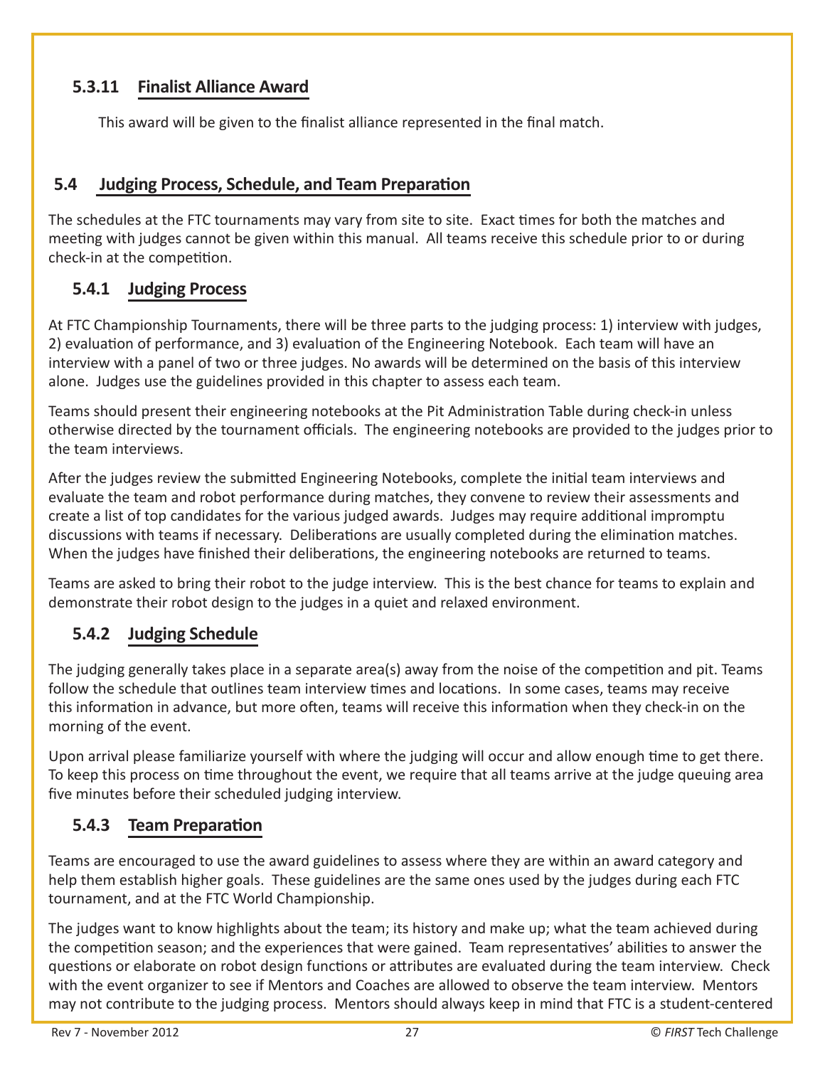### 5.3.11 Finalist Alliance Award

This award will be given to the finalist alliance represented in the final match.

## 5.4 Judging Process, Schedule, and Team Preparation

The schedules at the FTC tournaments may vary from site to site. Exact times for both the matches and meeting with judges cannot be given within this manual. All teams receive this schedule prior to or during check-in at the competition.

### 5.4.1 Judging Process

At FTC Championship Tournaments, there will be three parts to the judging process: 1) interview with judges, 2) evaluation of performance, and 3) evaluation of the Engineering Notebook. Each team will have an interview with a panel of two or three judges. No awards will be determined on the basis of this interview alone. Judges use the guidelines provided in this chapter to assess each team.

Teams should present their engineering notebooks at the Pit Administration Table during check-in unless otherwise directed by the tournament officials. The engineering notebooks are provided to the judges prior to the team interviews.

After the judges review the submitted Engineering Notebooks, complete the initial team interviews and evaluate the team and robot performance during matches, they convene to review their assessments and create a list of top candidates for the various judged awards. Judges may require additional impromptu discussions with teams if necessary. Deliberations are usually completed during the elimination matches. When the judges have finished their deliberations, the engineering notebooks are returned to teams.

Teams are asked to bring their robot to the judge interview. This is the best chance for teams to explain and demonstrate their robot design to the judges in a quiet and relaxed environment.

### 5.4.2 Judging Schedule

The judging generally takes place in a separate area(s) away from the noise of the competition and pit. Teams follow the schedule that outlines team interview times and locations. In some cases, teams may receive this information in advance, but more often, teams will receive this information when they check-in on the morning of the event.

Upon arrival please familiarize yourself with where the judging will occur and allow enough time to get there. To keep this process on time throughout the event, we require that all teams arrive at the judge queuing area five minutes before their scheduled judging interview.

### 5.4.3 Team Preparation

Teams are encouraged to use the award guidelines to assess where they are within an award category and help them establish higher goals. These guidelines are the same ones used by the judges during each FTC tournament, and at the FTC World Championship.

The judges want to know highlights about the team; its history and make up; what the team achieved during the competition season; and the experiences that were gained. Team representatives' abilities to answer the questions or elaborate on robot design functions or attributes are evaluated during the team interview. Check with the event organizer to see if Mentors and Coaches are allowed to observe the team interview. Mentors may not contribute to the judging process. Mentors should always keep in mind that FTC is a student-centered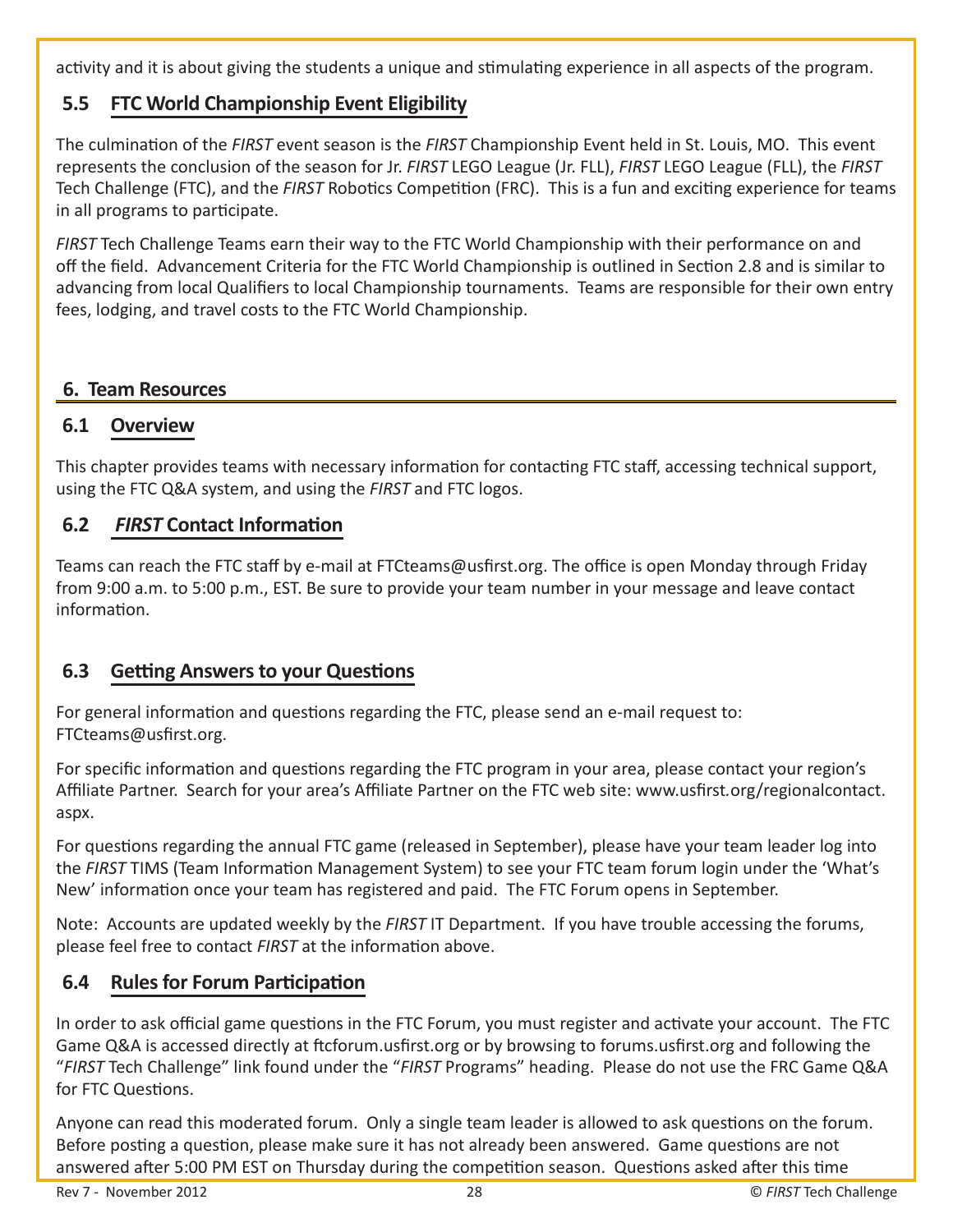activity and it is about giving the students a unique and stimulating experience in all aspects of the program.

### 5.5 FTC World Championship Event Eligibility

The culmination of the *FIRST* event season is the *FIRST* Championship Event held in St. Louis, MO. This event represents the conclusion of the season for Jr. *FIRST* LEGO League (Jr. FLL), *FIRST* LEGO League (FLL), the *FIRST* Tech Challenge (FTC), and the *FIRST* Robotics Competition (FRC). This is a fun and exciting experience for teams in all programs to participate.

*FIRST* Tech Challenge Teams earn their way to the FTC World Championship with their performance on and off the field. Advancement Criteria for the FTC World Championship is outlined in Section 2.8 and is similar to advancing from local Qualifiers to local Championship tournaments. Teams are responsible for their own entry fees, lodging, and travel costs to the FTC World Championship.

## 6. Team Resources

### 6.1 Overview

This chapter provides teams with necessary information for contacting FTC staff, accessing technical support, using the FTC Q&A system, and using the *FIRST* and FTC logos.

### 6.2 *FIRST* Contact Information

Teams can reach the FTC staff by e-mail at FTCteams@usfirst.org. The office is open Monday through Friday from 9:00 a.m. to 5:00 p.m., EST. Be sure to provide your team number in your message and leave contact information.

### 6.3 Getting Answers to your Questions

For general information and questions regarding the FTC, please send an e-mail request to: FTCteams@usfirst.org.

For specific information and questions regarding the FTC program in your area, please contact your region's Affiliate Partner. Search for your area's Affiliate Partner on the FTC web site: www.usfirst.org/regionalcontact.aspx.

For questions regarding the annual FTC game (released in September), please have your team leader log into the *FIRST* TIMS (Team Information Management System) to see your FTC team forum login under the 'What's New' information once your team has registered and paid. The FTC Forum opens in September.

Note: Accounts are updated weekly by the *FIRST* IT Department. If you have trouble accessing the forums, please feel free to contact *FIRST* at the information above.

### 6.4 Rules for Forum Participation

In order to ask official game questions in the FTC Forum, you must register and activate your account. The FTC Game Q&A is accessed directly at ftcforum.usfirst.org or by browsing to forums.usfirst.org and following the "*FIRST* Tech Challenge" link found under the "*FIRST* Programs" heading. Please do not use the FRC Game Q&A for FTC Questions.

Anyone can read this moderated forum. Only a single team leader is allowed to ask questions on the forum. Before posting a question, please make sure it has not already been answered. Game questions are not answered after 5:00 PM EST on Thursday during the competition season. Questions asked after this time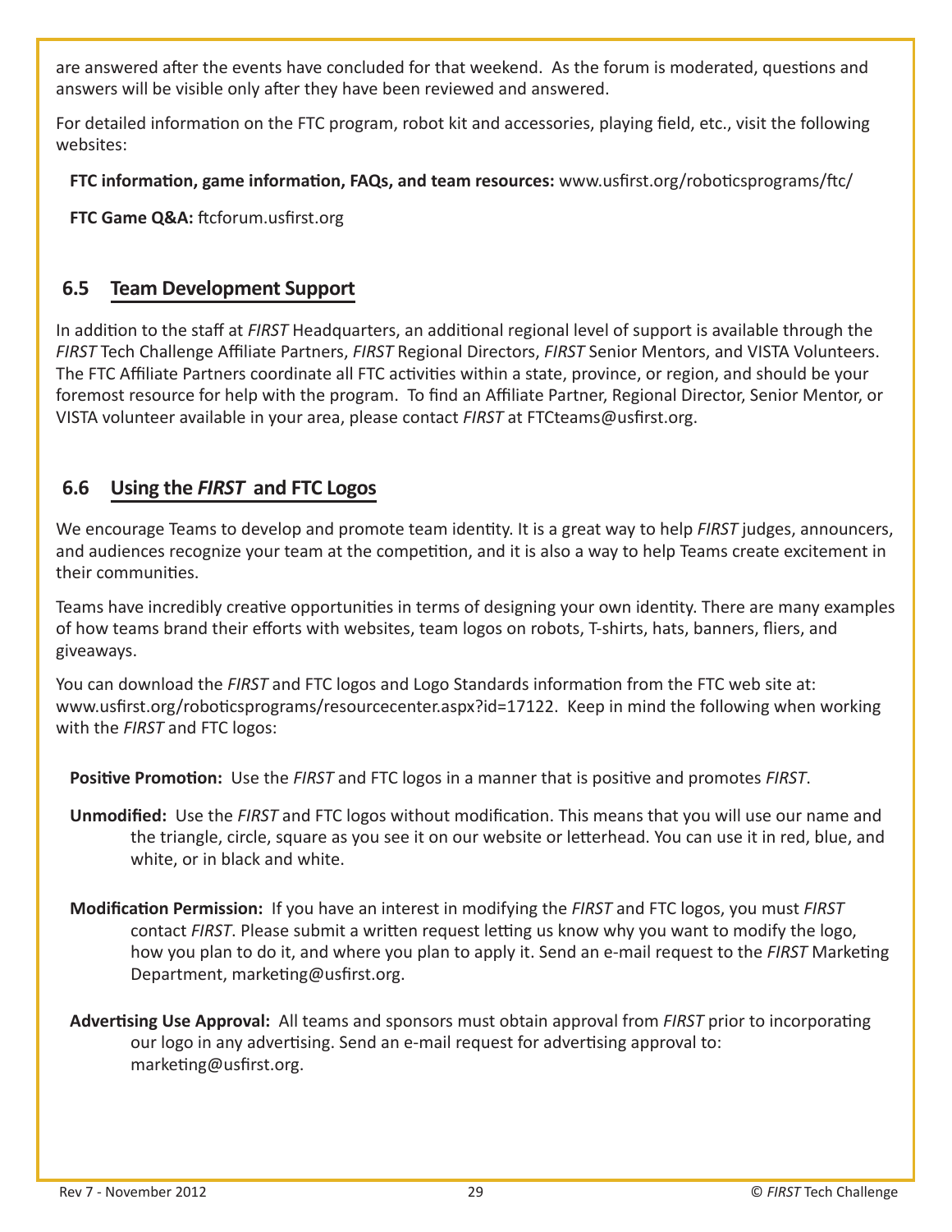are answered after the events have concluded for that weekend. As the forum is moderated, questions and answers will be visible only after they have been reviewed and answered.

For detailed information on the FTC program, robot kit and accessories, playing field, etc., visit the following websites:

**FTC information, game information, FAQs, and team resources:** www.usfirst.org/roboticsprograms/ftc/

**FTC Game Q&A:** ftcforum.usfirst.org

## 6.5 Team Development Support

In addition to the staff at *FIRST* Headquarters, an additional regional level of support is available through the *FIRST* Tech Challenge Affiliate Partners, *FIRST* Regional Directors, *FIRST* Senior Mentors, and VISTA Volunteers. The FTC Affiliate Partners coordinate all FTC activities within a state, province, or region, and should be your foremost resource for help with the program. To find an Affiliate Partner, Regional Director, Senior Mentor, or VISTA volunteer available in your area, please contact *FIRST* at FTCteams@usfirst.org.

## 6.6 Using the *FIRST* and FTC Logos

We encourage Teams to develop and promote team identity. It is a great way to help *FIRST* judges, announcers, and audiences recognize your team at the competition, and it is also a way to help Teams create excitement in their communities.

Teams have incredibly creative opportunities in terms of designing your own identity. There are many examples of how teams brand their efforts with websites, team logos on robots, T-shirts, hats, banners, fliers, and giveaways.

You can download the *FIRST* and FTC logos and Logo Standards information from the FTC web site at: www.usfirst.org/roboticsprograms/resourcecenter.aspx?id=17122. Keep in mind the following when working with the *FIRST* and FTC logos:

**Positive Promotion:** Use the *FIRST* and FTC logos in a manner that is positive and promotes *FIRST*.

**Unmodified:** Use the *FIRST* and FTC logos without modification. This means that you will use our name and the triangle, circle, square as you see it on our website or letterhead. You can use it in red, blue, and white, or in black and white.

**Modification Permission:** If you have an interest in modifying the *FIRST* and FTC logos, you must *FIRST* contact *FIRST*. Please submit a written request letting us know why you want to modify the logo, how you plan to do it, and where you plan to apply it. Send an e-mail request to the *FIRST* Marketing Department, marketing@usfirst.org.

**Advertising Use Approval:** All teams and sponsors must obtain approval from *FIRST* prior to incorporating our logo in any advertising. Send an e-mail request for advertising approval to: marketing@usfirst.org.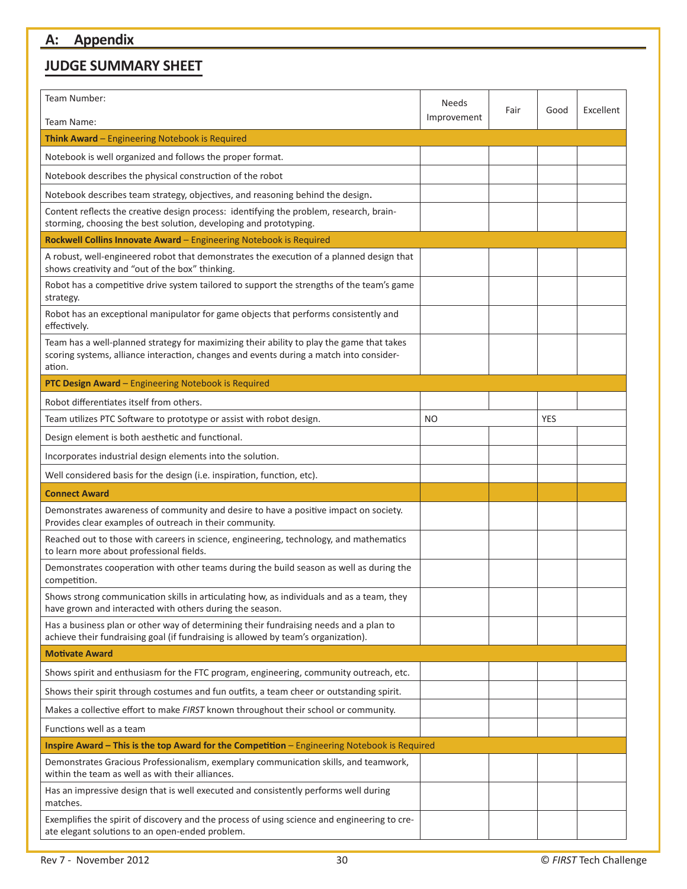# A: Appendix

## JUDGE SUMMARY SHEET

| Team Number:<br><br>Team Name: | Needs Improvement | Fair | Good | Excellent |
|---|---|---|---|---|
| **Think Award** – Engineering Notebook is Required | | | | |
| Notebook is well organized and follows the proper format. | | | | |
| Notebook describes the physical construction of the robot | | | | |
| Notebook describes team strategy, objectives, and reasoning behind the design. | | | | |
| Content reflects the creative design process: identifying the problem, research, brainstorming, choosing the best solution, developing and prototyping. | | | | |
| **Rockwell Collins Innovate Award** – Engineering Notebook is Required | | | | |
| A robust, well-engineered robot that demonstrates the execution of a planned design that shows creativity and "out of the box" thinking. | | | | |
| Robot has a competitive drive system tailored to support the strengths of the team's game strategy. | | | | |
| Robot has an exceptional manipulator for game objects that performs consistently and effectively. | | | | |
| Team has a well-planned strategy for maximizing their ability to play the game that takes scoring systems, alliance interaction, changes and events during a match into consideration. | | | | |
| **PTC Design Award** – Engineering Notebook is Required | | | | |
| Robot differentiates itself from others. | | | | |
| Team utilizes PTC Software to prototype or assist with robot design. | NO | | YES | |
| Design element is both aesthetic and functional. | | | | |
| Incorporates industrial design elements into the solution. | | | | |
| Well considered basis for the design (i.e. inspiration, function, etc). | | | | |
| **Connect Award** | | | | |
| Demonstrates awareness of community and desire to have a positive impact on society. Provides clear examples of outreach in their community. | | | | |
| Reached out to those with careers in science, engineering, technology, and mathematics to learn more about professional fields. | | | | |
| Demonstrates cooperation with other teams during the build season as well as during the competition. | | | | |
| Shows strong communication skills in articulating how, as individuals and as a team, they have grown and interacted with others during the season. | | | | |
| Has a business plan or other way of determining their fundraising needs and a plan to achieve their fundraising goal (if fundraising is allowed by team's organization). | | | | |
| **Motivate Award** | | | | |
| Shows spirit and enthusiasm for the FTC program, engineering, community outreach, etc. | | | | |
| Shows their spirit through costumes and fun outfits, a team cheer or outstanding spirit. | | | | |
| Makes a collective effort to make *FIRST* known throughout their school or community. | | | | |
| Functions well as a team | | | | |
| **Inspire Award – This is the top Award for the Competition** – Engineering Notebook is Required | | | | |
| Demonstrates Gracious Professionalism, exemplary communication skills, and teamwork, within the team as well as with their alliances. | | | | |
| Has an impressive design that is well executed and consistently performs well during matches. | | | | |
| Exemplifies the spirit of discovery and the process of using science and engineering to create elegant solutions to an open-ended problem. | | | | |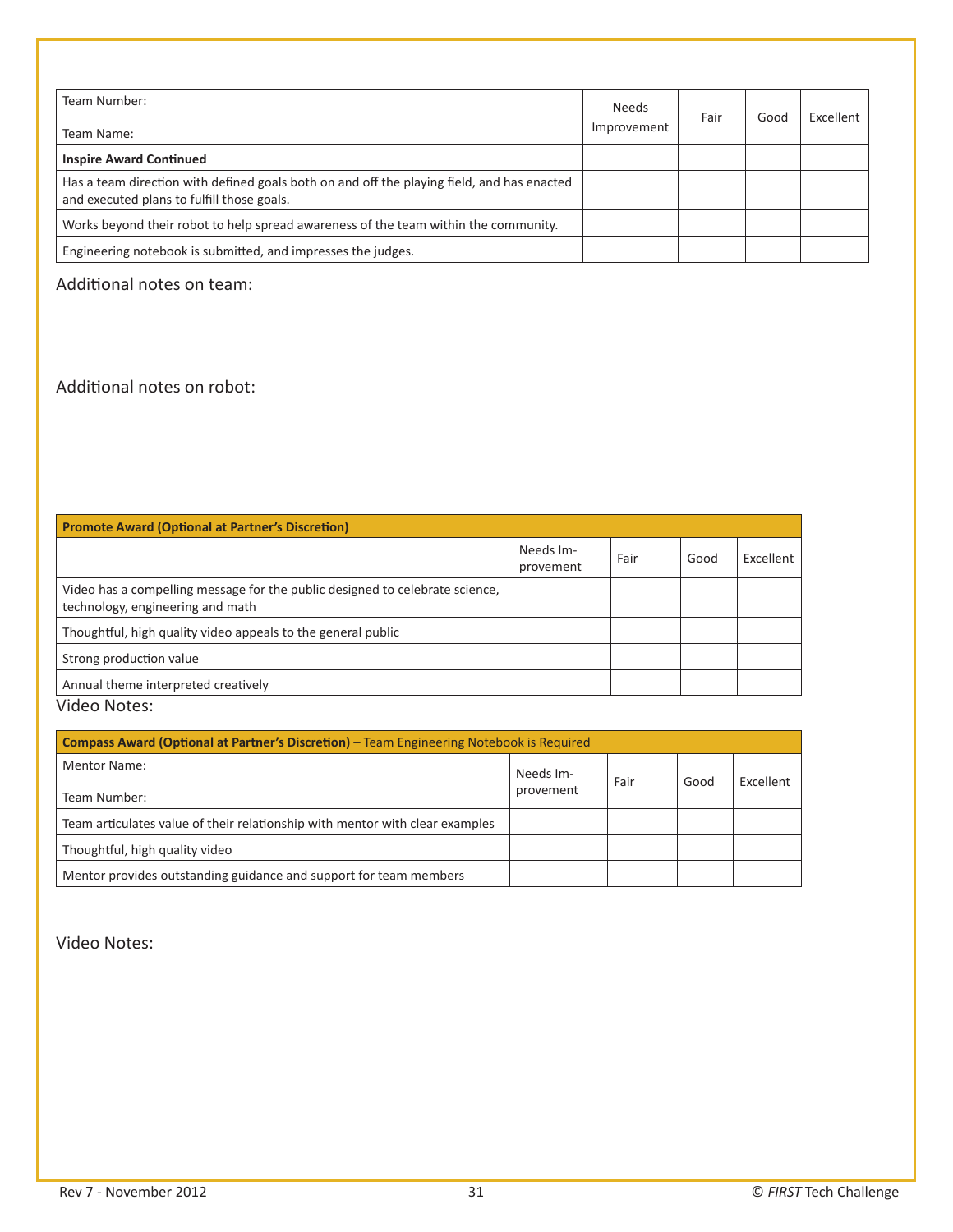| Team Number:<br><br>Team Name: | Needs Improvement | Fair | Good | Excellent |
|---|---|---|---|---|
| **Inspire Award Continued** | | | | |
| Has a team direction with defined goals both on and off the playing field, and has enacted and executed plans to fulfill those goals. | | | | |
| Works beyond their robot to help spread awareness of the team within the community. | | | | |
| Engineering notebook is submitted, and impresses the judges. | | | | |

Additional notes on team:

Additional notes on robot:

| **Promote Award (Optional at Partner's Discretion)** | | | | |
|---|---|---|---|---|
| | Needs Improvement | Fair | Good | Excellent |
| Video has a compelling message for the public designed to celebrate science, technology, engineering and math | | | | |
| Thoughtful, high quality video appeals to the general public | | | | |
| Strong production value | | | | |
| Annual theme interpreted creatively | | | | |

Video Notes:

| **Compass Award (Optional at Partner's Discretion)** – Team Engineering Notebook is Required | | | | |
|---|---|---|---|---|
| Mentor Name:<br><br>Team Number: | Needs Improvement | Fair | Good | Excellent |
| Team articulates value of their relationship with mentor with clear examples | | | | |
| Thoughtful, high quality video | | | | |
| Mentor provides outstanding guidance and support for team members | | | | |

Video Notes: